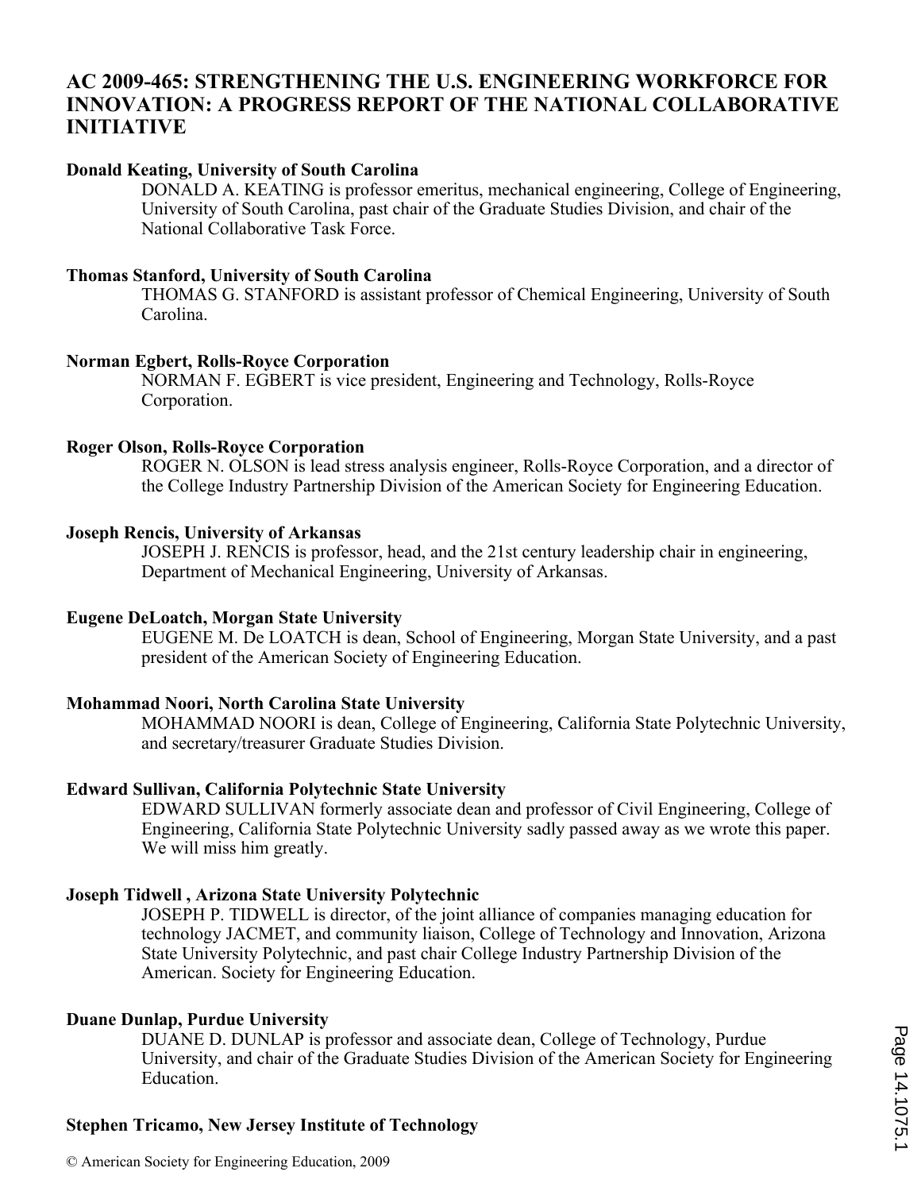# AC 2009-465: STRENGTHENING THE U.S. ENGINEERING WORKFORCE FOR INNOVATION: A PROGRESS REPORT OF THE NATIONAL COLLABORATIVE INITIATIVE

**Donald Keating, University of South Carolina**

DONALD A. KEATING is professor emeritus, mechanical engineering, College of Engineering, University of South Carolina, past chair of the Graduate Studies Division, and chair of the National Collaborative Task Force.

**Thomas Stanford, University of South Carolina**

THOMAS G. STANFORD is assistant professor of Chemical Engineering, University of South Carolina.

**Norman Egbert, Rolls-Royce Corporation**

NORMAN F. EGBERT is vice president, Engineering and Technology, Rolls-Royce Corporation.

**Roger Olson, Rolls-Royce Corporation**

ROGER N. OLSON is lead stress analysis engineer, Rolls-Royce Corporation, and a director of the College Industry Partnership Division of the American Society for Engineering Education.

**Joseph Rencis, University of Arkansas**

JOSEPH J. RENCIS is professor, head, and the 21st century leadership chair in engineering, Department of Mechanical Engineering, University of Arkansas.

**Eugene DeLoatch, Morgan State University**

EUGENE M. De LOATCH is dean, School of Engineering, Morgan State University, and a past president of the American Society of Engineering Education.

**Mohammad Noori, North Carolina State University**

MOHAMMAD NOORI is dean, College of Engineering, California State Polytechnic University, and secretary/treasurer Graduate Studies Division.

**Edward Sullivan, California Polytechnic State University**

EDWARD SULLIVAN formerly associate dean and professor of Civil Engineering, College of Engineering, California State Polytechnic University sadly passed away as we wrote this paper. We will miss him greatly.

**Joseph Tidwell , Arizona State University Polytechnic**

JOSEPH P. TIDWELL is director, of the joint alliance of companies managing education for technology JACMET, and community liaison, College of Technology and Innovation, Arizona State University Polytechnic, and past chair College Industry Partnership Division of the American. Society for Engineering Education.

**Duane Dunlap, Purdue University**

DUANE D. DUNLAP is professor and associate dean, College of Technology, Purdue University, and chair of the Graduate Studies Division of the American Society for Engineering Education.

**Stephen Tricamo, New Jersey Institute of Technology**

© American Society for Engineering Education, 2009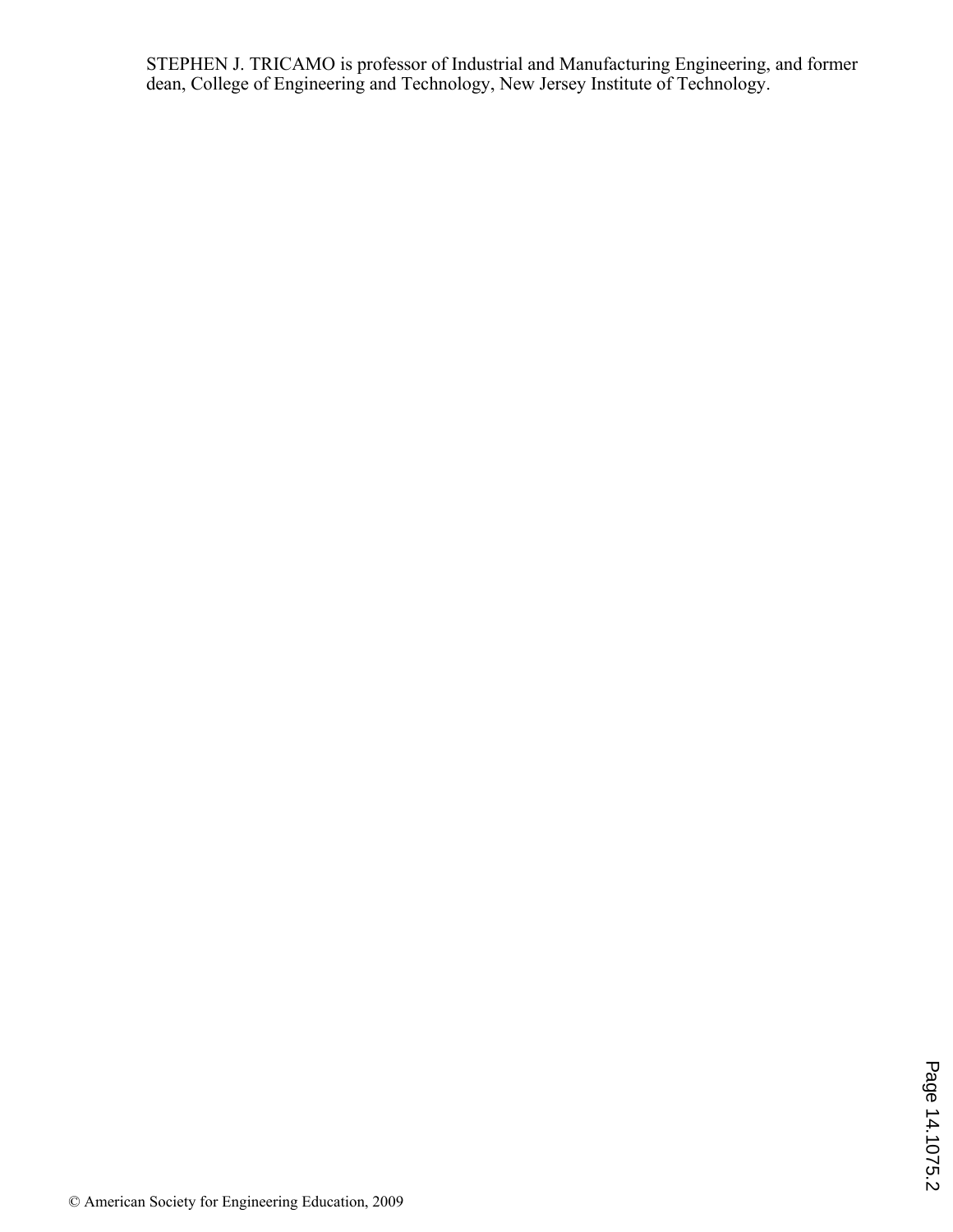STEPHEN J. TRICAMO is professor of Industrial and Manufacturing Engineering, and former dean, College of Engineering and Technology, New Jersey Institute of Technology.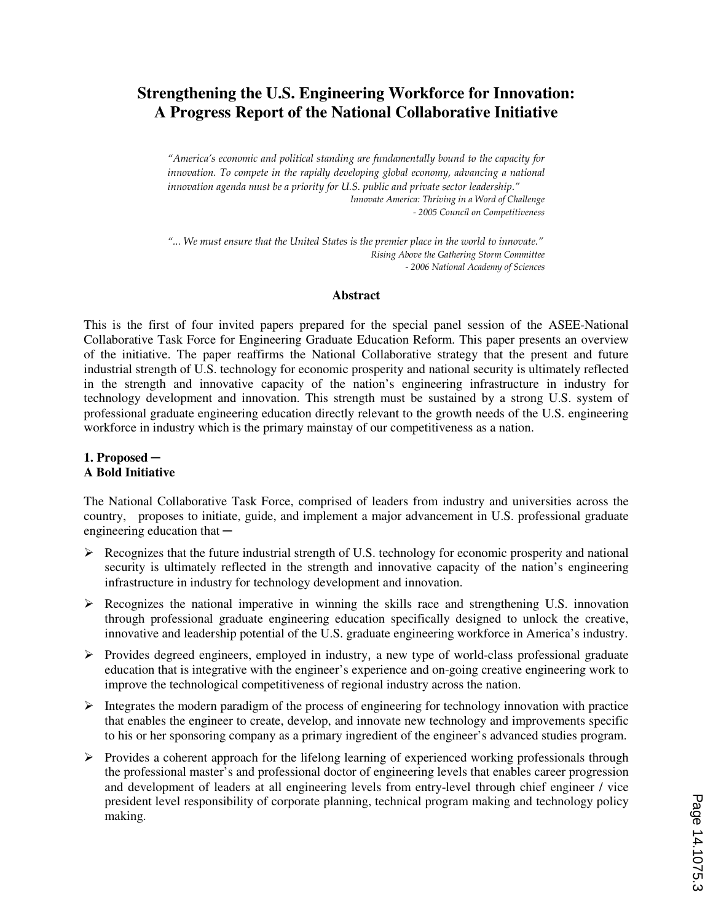# Strengthening the U.S. Engineering Workforce for Innovation: A Progress Report of the National Collaborative Initiative

> *"America's economic and political standing are fundamentally bound to the capacity for innovation. To compete in the rapidly developing global economy, advancing a national innovation agenda must be a priority for U.S. public and private sector leadership."*
>
> *Innovate America: Thriving in a Word of Challenge*
> *- 2005 Council on Competitiveness*

> *"... We must ensure that the United States is the premier place in the world to innovate."*
>
> *Rising Above the Gathering Storm Committee*
> *- 2006 National Academy of Sciences*

## Abstract

This is the first of four invited papers prepared for the special panel session of the ASEE-National Collaborative Task Force for Engineering Graduate Education Reform. This paper presents an overview of the initiative. The paper reaffirms the National Collaborative strategy that the present and future industrial strength of U.S. technology for economic prosperity and national security is ultimately reflected in the strength and innovative capacity of the nation's engineering infrastructure in industry for technology development and innovation. This strength must be sustained by a strong U.S. system of professional graduate engineering education directly relevant to the growth needs of the U.S. engineering workforce in industry which is the primary mainstay of our competitiveness as a nation.

## 1. Proposed ─ A Bold Initiative

The National Collaborative Task Force, comprised of leaders from industry and universities across the country, proposes to initiate, guide, and implement a major advancement in U.S. professional graduate engineering education that ─

- Recognizes that the future industrial strength of U.S. technology for economic prosperity and national security is ultimately reflected in the strength and innovative capacity of the nation's engineering infrastructure in industry for technology development and innovation.
- Recognizes the national imperative in winning the skills race and strengthening U.S. innovation through professional graduate engineering education specifically designed to unlock the creative, innovative and leadership potential of the U.S. graduate engineering workforce in America's industry.
- Provides degreed engineers, employed in industry, a new type of world-class professional graduate education that is integrative with the engineer's experience and on-going creative engineering work to improve the technological competitiveness of regional industry across the nation.
- Integrates the modern paradigm of the process of engineering for technology innovation with practice that enables the engineer to create, develop, and innovate new technology and improvements specific to his or her sponsoring company as a primary ingredient of the engineer's advanced studies program.
- Provides a coherent approach for the lifelong learning of experienced working professionals through the professional master's and professional doctor of engineering levels that enables career progression and development of leaders at all engineering levels from entry-level through chief engineer / vice president level responsibility of corporate planning, technical program making and technology policy making.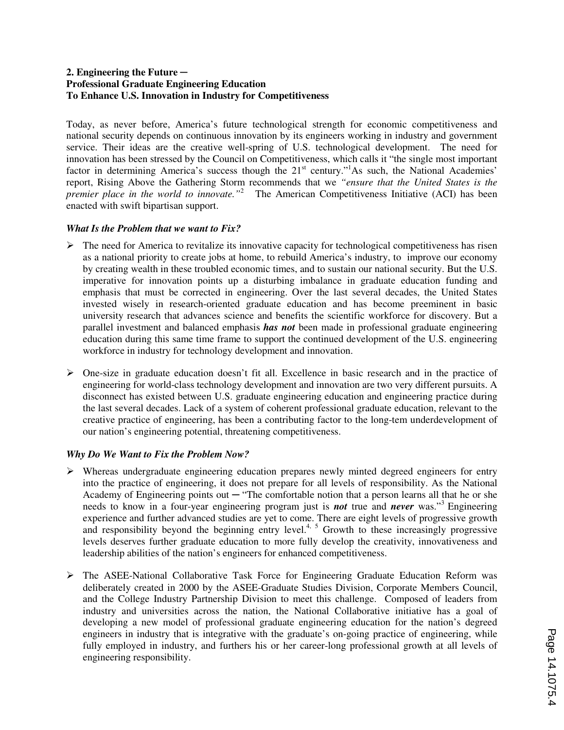**2. Engineering the Future ─**
**Professional Graduate Engineering Education**
**To Enhance U.S. Innovation in Industry for Competitiveness**

Today, as never before, America's future technological strength for economic competitiveness and national security depends on continuous innovation by its engineers working in industry and government service. Their ideas are the creative well-spring of U.S. technological development. The need for innovation has been stressed by the Council on Competitiveness, which calls it "the single most important factor in determining America's success though the 21st century."[1] As such, the National Academies' report, Rising Above the Gathering Storm recommends that we *"ensure that the United States is the premier place in the world to innovate."*[2] The American Competitiveness Initiative (ACI) has been enacted with swift bipartisan support.

***What Is the Problem that we want to Fix?***

- The need for America to revitalize its innovative capacity for technological competitiveness has risen as a national priority to create jobs at home, to rebuild America's industry, to improve our economy by creating wealth in these troubled economic times, and to sustain our national security. But the U.S. imperative for innovation points up a disturbing imbalance in graduate education funding and emphasis that must be corrected in engineering. Over the last several decades, the United States invested wisely in research-oriented graduate education and has become preeminent in basic university research that advances science and benefits the scientific workforce for discovery. But a parallel investment and balanced emphasis ***has not*** been made in professional graduate engineering education during this same time frame to support the continued development of the U.S. engineering workforce in industry for technology development and innovation.

- One-size in graduate education doesn't fit all. Excellence in basic research and in the practice of engineering for world-class technology development and innovation are two very different pursuits. A disconnect has existed between U.S. graduate engineering education and engineering practice during the last several decades. Lack of a system of coherent professional graduate education, relevant to the creative practice of engineering, has been a contributing factor to the long-tem underdevelopment of our nation's engineering potential, threatening competitiveness.

***Why Do We Want to Fix the Problem Now?***

- Whereas undergraduate engineering education prepares newly minted degreed engineers for entry into the practice of engineering, it does not prepare for all levels of responsibility. As the National Academy of Engineering points out ─ "The comfortable notion that a person learns all that he or she needs to know in a four-year engineering program just is ***not*** true and ***never*** was."[3] Engineering experience and further advanced studies are yet to come. There are eight levels of progressive growth and responsibility beyond the beginning entry level.[4, 5] Growth to these increasingly progressive levels deserves further graduate education to more fully develop the creativity, innovativeness and leadership abilities of the nation's engineers for enhanced competitiveness.

- The ASEE-National Collaborative Task Force for Engineering Graduate Education Reform was deliberately created in 2000 by the ASEE-Graduate Studies Division, Corporate Members Council, and the College Industry Partnership Division to meet this challenge. Composed of leaders from industry and universities across the nation, the National Collaborative initiative has a goal of developing a new model of professional graduate engineering education for the nation's degreed engineers in industry that is integrative with the graduate's on-going practice of engineering, while fully employed in industry, and furthers his or her career-long professional growth at all levels of engineering responsibility.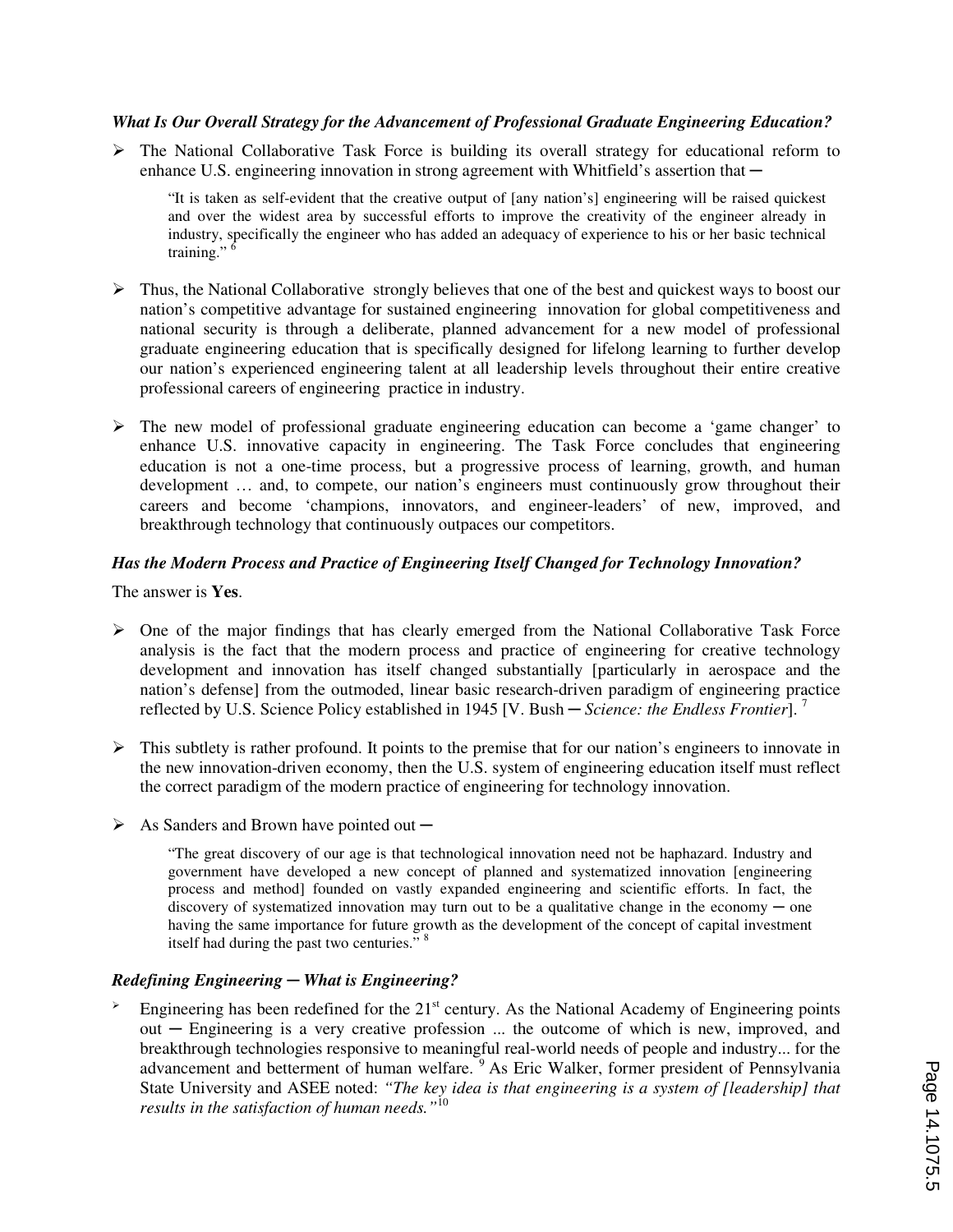***What Is Our Overall Strategy for the Advancement of Professional Graduate Engineering Education?***

- The National Collaborative Task Force is building its overall strategy for educational reform to enhance U.S. engineering innovation in strong agreement with Whitfield's assertion that ─

> "It is taken as self-evident that the creative output of [any nation's] engineering will be raised quickest and over the widest area by successful efforts to improve the creativity of the engineer already in industry, specifically the engineer who has added an adequacy of experience to his or her basic technical training." [6]

- Thus, the National Collaborative strongly believes that one of the best and quickest ways to boost our nation's competitive advantage for sustained engineering innovation for global competitiveness and national security is through a deliberate, planned advancement for a new model of professional graduate engineering education that is specifically designed for lifelong learning to further develop our nation's experienced engineering talent at all leadership levels throughout their entire creative professional careers of engineering practice in industry.

- The new model of professional graduate engineering education can become a 'game changer' to enhance U.S. innovative capacity in engineering. The Task Force concludes that engineering education is not a one-time process, but a progressive process of learning, growth, and human development … and, to compete, our nation's engineers must continuously grow throughout their careers and become 'champions, innovators, and engineer-leaders' of new, improved, and breakthrough technology that continuously outpaces our competitors.

***Has the Modern Process and Practice of Engineering Itself Changed for Technology Innovation?***

The answer is **Yes**.

- One of the major findings that has clearly emerged from the National Collaborative Task Force analysis is the fact that the modern process and practice of engineering for creative technology development and innovation has itself changed substantially [particularly in aerospace and the nation's defense] from the outmoded, linear basic research-driven paradigm of engineering practice reflected by U.S. Science Policy established in 1945 [V. Bush ─ *Science: the Endless Frontier*]. [7]

- This subtlety is rather profound. It points to the premise that for our nation's engineers to innovate in the new innovation-driven economy, then the U.S. system of engineering education itself must reflect the correct paradigm of the modern practice of engineering for technology innovation.

- As Sanders and Brown have pointed out ─

> "The great discovery of our age is that technological innovation need not be haphazard. Industry and government have developed a new concept of planned and systematized innovation [engineering process and method] founded on vastly expanded engineering and scientific efforts. In fact, the discovery of systematized innovation may turn out to be a qualitative change in the economy ─ one having the same importance for future growth as the development of the concept of capital investment itself had during the past two centuries." [8]

***Redefining Engineering ─ What is Engineering?***

- Engineering has been redefined for the 21st century. As the National Academy of Engineering points out ─ Engineering is a very creative profession ... the outcome of which is new, improved, and breakthrough technologies responsive to meaningful real-world needs of people and industry... for the advancement and betterment of human welfare. [9] As Eric Walker, former president of Pennsylvania State University and ASEE noted: *"The key idea is that engineering is a system of [leadership] that results in the satisfaction of human needs."*[10]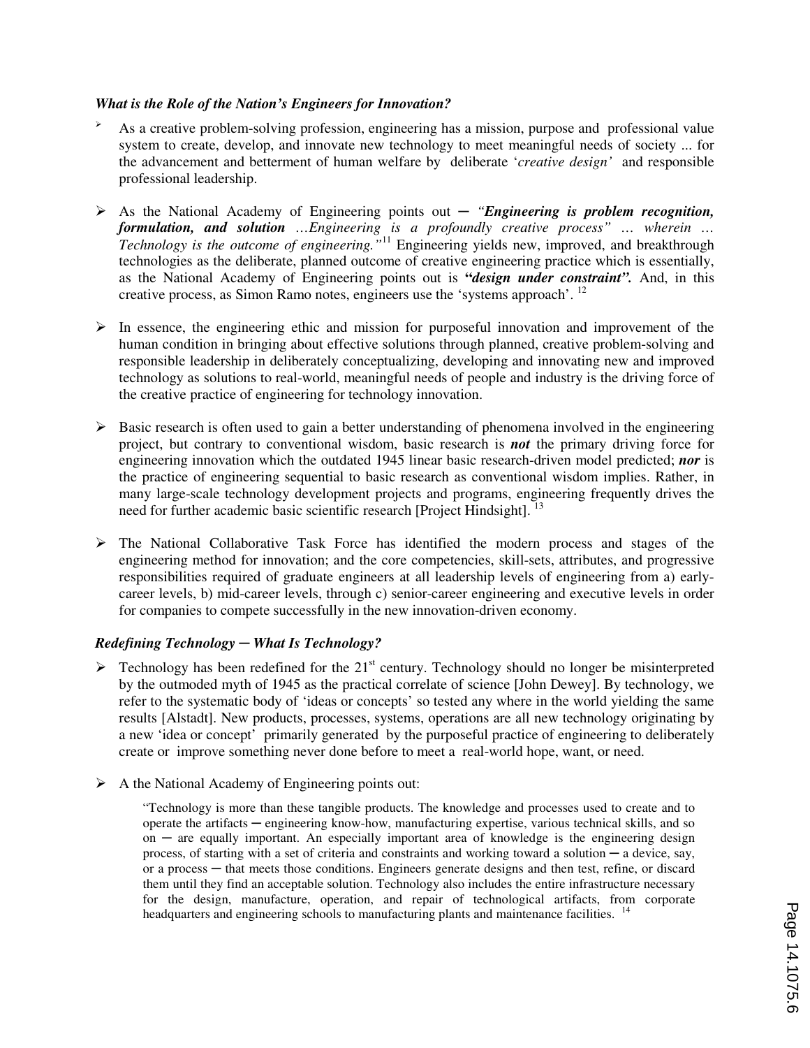### *What is the Role of the Nation's Engineers for Innovation?*

- As a creative problem-solving profession, engineering has a mission, purpose and professional value system to create, develop, and innovate new technology to meet meaningful needs of society ... for the advancement and betterment of human welfare by deliberate '*creative design'* and responsible professional leadership.

- As the National Academy of Engineering points out ─ *"**Engineering is problem recognition, formulation, and solution** …Engineering is a profoundly creative process" … wherein … Technology is the outcome of engineering."*[11] Engineering yields new, improved, and breakthrough technologies as the deliberate, planned outcome of creative engineering practice which is essentially, as the National Academy of Engineering points out is ***"design under constraint".*** And, in this creative process, as Simon Ramo notes, engineers use the 'systems approach'. [12]

- In essence, the engineering ethic and mission for purposeful innovation and improvement of the human condition in bringing about effective solutions through planned, creative problem-solving and responsible leadership in deliberately conceptualizing, developing and innovating new and improved technology as solutions to real-world, meaningful needs of people and industry is the driving force of the creative practice of engineering for technology innovation.

- Basic research is often used to gain a better understanding of phenomena involved in the engineering project, but contrary to conventional wisdom, basic research is ***not*** the primary driving force for engineering innovation which the outdated 1945 linear basic research-driven model predicted; ***nor*** is the practice of engineering sequential to basic research as conventional wisdom implies. Rather, in many large-scale technology development projects and programs, engineering frequently drives the need for further academic basic scientific research [Project Hindsight]. [13]

- The National Collaborative Task Force has identified the modern process and stages of the engineering method for innovation; and the core competencies, skill-sets, attributes, and progressive responsibilities required of graduate engineers at all leadership levels of engineering from a) early-career levels, b) mid-career levels, through c) senior-career engineering and executive levels in order for companies to compete successfully in the new innovation-driven economy.

### *Redefining Technology ─ What Is Technology?*

- Technology has been redefined for the 21st century. Technology should no longer be misinterpreted by the outmoded myth of 1945 as the practical correlate of science [John Dewey]. By technology, we refer to the systematic body of 'ideas or concepts' so tested any where in the world yielding the same results [Alstadt]. New products, processes, systems, operations are all new technology originating by a new 'idea or concept' primarily generated by the purposeful practice of engineering to deliberately create or improve something never done before to meet a real-world hope, want, or need.

- A the National Academy of Engineering points out:

> "Technology is more than these tangible products. The knowledge and processes used to create and to operate the artifacts ─ engineering know-how, manufacturing expertise, various technical skills, and so on ─ are equally important. An especially important area of knowledge is the engineering design process, of starting with a set of criteria and constraints and working toward a solution ─ a device, say, or a process ─ that meets those conditions. Engineers generate designs and then test, refine, or discard them until they find an acceptable solution. Technology also includes the entire infrastructure necessary for the design, manufacture, operation, and repair of technological artifacts, from corporate headquarters and engineering schools to manufacturing plants and maintenance facilities. [14]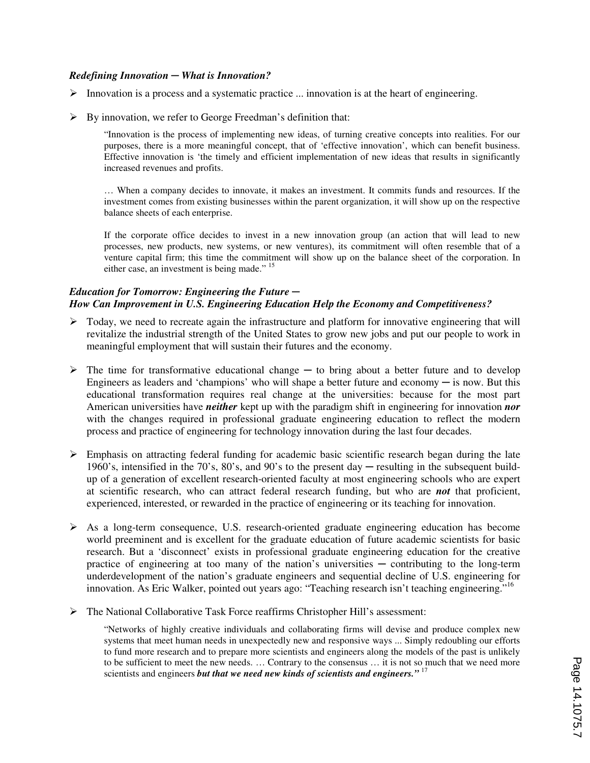### *Redefining Innovation ─ What is Innovation?*

- Innovation is a process and a systematic practice ... innovation is at the heart of engineering.
- By innovation, we refer to George Freedman's definition that:

> "Innovation is the process of implementing new ideas, of turning creative concepts into realities. For our purposes, there is a more meaningful concept, that of 'effective innovation', which can benefit business. Effective innovation is 'the timely and efficient implementation of new ideas that results in significantly increased revenues and profits.
>
> … When a company decides to innovate, it makes an investment. It commits funds and resources. If the investment comes from existing businesses within the parent organization, it will show up on the respective balance sheets of each enterprise.
>
> If the corporate office decides to invest in a new innovation group (an action that will lead to new processes, new products, new systems, or new ventures), its commitment will often resemble that of a venture capital firm; this time the commitment will show up on the balance sheet of the corporation. In either case, an investment is being made." [15]

### *Education for Tomorrow: Engineering the Future ─ How Can Improvement in U.S. Engineering Education Help the Economy and Competitiveness?*

- Today, we need to recreate again the infrastructure and platform for innovative engineering that will revitalize the industrial strength of the United States to grow new jobs and put our people to work in meaningful employment that will sustain their futures and the economy.
- The time for transformative educational change ─ to bring about a better future and to develop Engineers as leaders and 'champions' who will shape a better future and economy ─ is now. But this educational transformation requires real change at the universities: because for the most part American universities have ***neither*** kept up with the paradigm shift in engineering for innovation ***nor*** with the changes required in professional graduate engineering education to reflect the modern process and practice of engineering for technology innovation during the last four decades.
- Emphasis on attracting federal funding for academic basic scientific research began during the late 1960's, intensified in the 70's, 80's, and 90's to the present day ─ resulting in the subsequent build-up of a generation of excellent research-oriented faculty at most engineering schools who are expert at scientific research, who can attract federal research funding, but who are ***not*** that proficient, experienced, interested, or rewarded in the practice of engineering or its teaching for innovation.
- As a long-term consequence, U.S. research-oriented graduate engineering education has become world preeminent and is excellent for the graduate education of future academic scientists for basic research. But a 'disconnect' exists in professional graduate engineering education for the creative practice of engineering at too many of the nation's universities ─ contributing to the long-term underdevelopment of the nation's graduate engineers and sequential decline of U.S. engineering for innovation. As Eric Walker, pointed out years ago: "Teaching research isn't teaching engineering."[16]
- The National Collaborative Task Force reaffirms Christopher Hill's assessment:

> "Networks of highly creative individuals and collaborating firms will devise and produce complex new systems that meet human needs in unexpectedly new and responsive ways ... Simply redoubling our efforts to fund more research and to prepare more scientists and engineers along the models of the past is unlikely to be sufficient to meet the new needs. … Contrary to the consensus … it is not so much that we need more scientists and engineers ***but that we need new kinds of scientists and engineers."*** [17]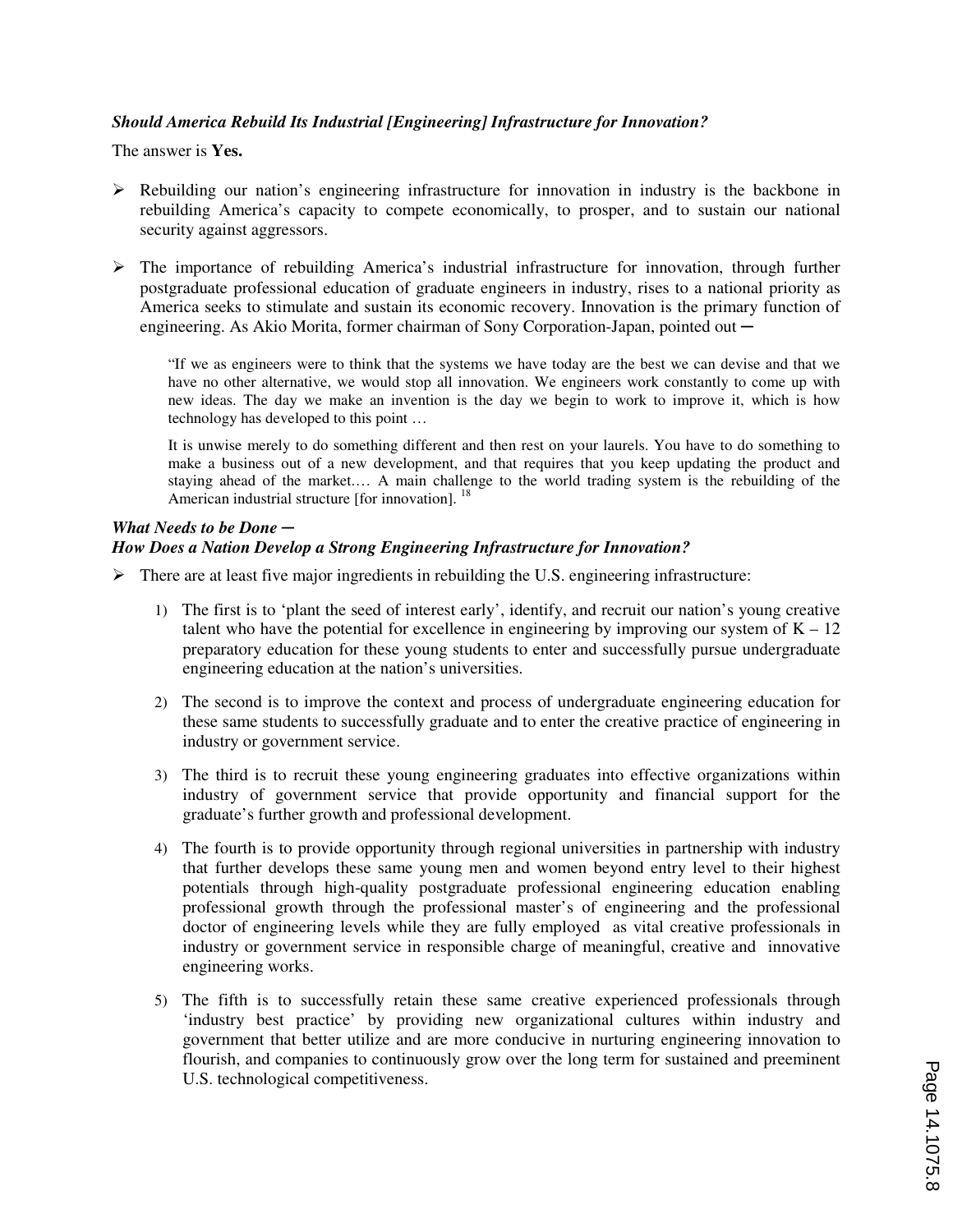***Should America Rebuild Its Industrial [Engineering] Infrastructure for Innovation?***

The answer is **Yes.**

- Rebuilding our nation's engineering infrastructure for innovation in industry is the backbone in rebuilding America's capacity to compete economically, to prosper, and to sustain our national security against aggressors.

- The importance of rebuilding America's industrial infrastructure for innovation, through further postgraduate professional education of graduate engineers in industry, rises to a national priority as America seeks to stimulate and sustain its economic recovery. Innovation is the primary function of engineering. As Akio Morita, former chairman of Sony Corporation-Japan, pointed out ─

> "If we as engineers were to think that the systems we have today are the best we can devise and that we have no other alternative, we would stop all innovation. We engineers work constantly to come up with new ideas. The day we make an invention is the day we begin to work to improve it, which is how technology has developed to this point …
>
> It is unwise merely to do something different and then rest on your laurels. You have to do something to make a business out of a new development, and that requires that you keep updating the product and staying ahead of the market.… A main challenge to the world trading system is the rebuilding of the American industrial structure [for innovation]. [18]

***What Needs to be Done ─***
***How Does a Nation Develop a Strong Engineering Infrastructure for Innovation?***

- There are at least five major ingredients in rebuilding the U.S. engineering infrastructure:

  1) The first is to 'plant the seed of interest early', identify, and recruit our nation's young creative talent who have the potential for excellence in engineering by improving our system of K – 12 preparatory education for these young students to enter and successfully pursue undergraduate engineering education at the nation's universities.

  2) The second is to improve the context and process of undergraduate engineering education for these same students to successfully graduate and to enter the creative practice of engineering in industry or government service.

  3) The third is to recruit these young engineering graduates into effective organizations within industry of government service that provide opportunity and financial support for the graduate's further growth and professional development.

  4) The fourth is to provide opportunity through regional universities in partnership with industry that further develops these same young men and women beyond entry level to their highest potentials through high-quality postgraduate professional engineering education enabling professional growth through the professional master's of engineering and the professional doctor of engineering levels while they are fully employed as vital creative professionals in industry or government service in responsible charge of meaningful, creative and innovative engineering works.

  5) The fifth is to successfully retain these same creative experienced professionals through 'industry best practice' by providing new organizational cultures within industry and government that better utilize and are more conducive in nurturing engineering innovation to flourish, and companies to continuously grow over the long term for sustained and preeminent U.S. technological competitiveness.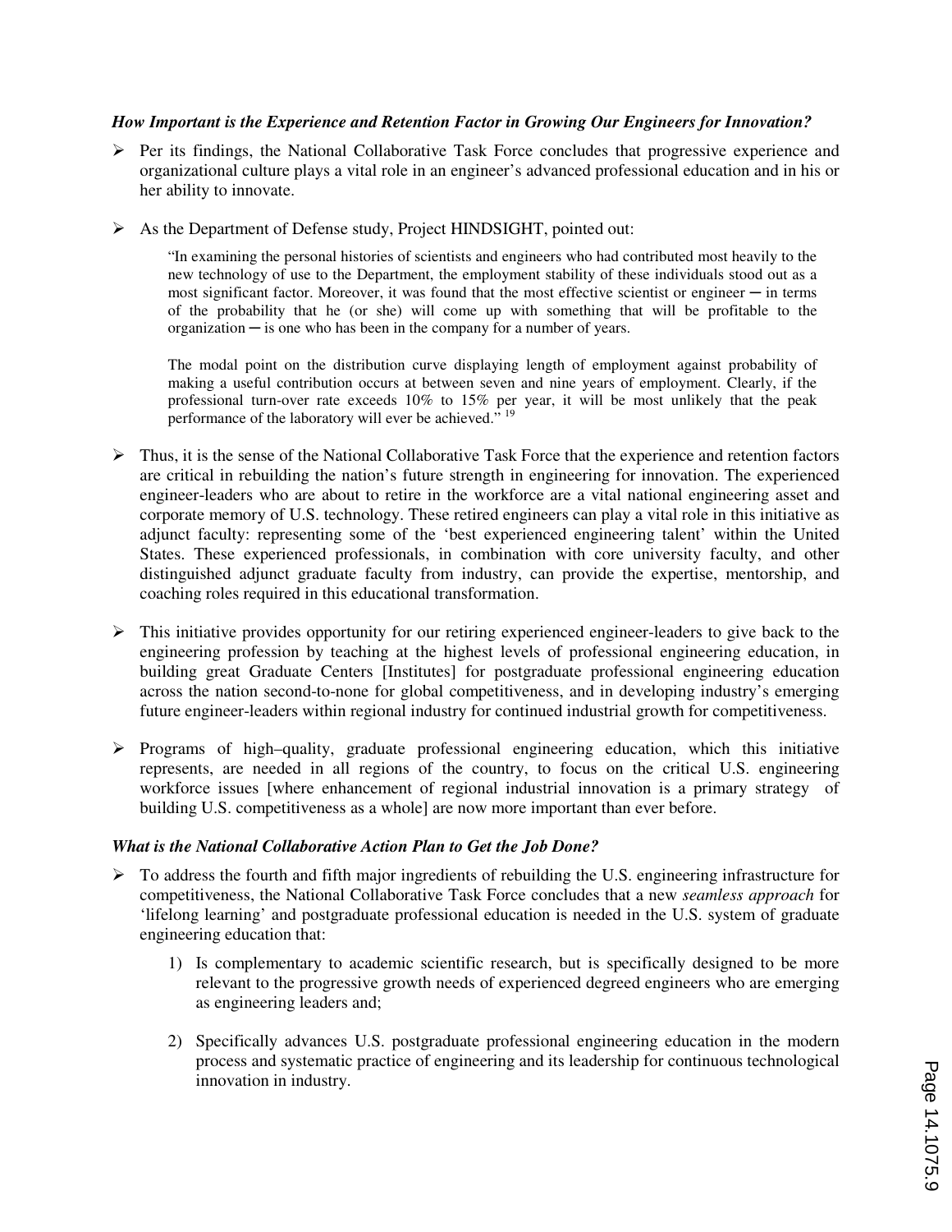***How Important is the Experience and Retention Factor in Growing Our Engineers for Innovation?***

- Per its findings, the National Collaborative Task Force concludes that progressive experience and organizational culture plays a vital role in an engineer's advanced professional education and in his or her ability to innovate.

- As the Department of Defense study, Project HINDSIGHT, pointed out:

  > "In examining the personal histories of scientists and engineers who had contributed most heavily to the new technology of use to the Department, the employment stability of these individuals stood out as a most significant factor. Moreover, it was found that the most effective scientist or engineer ─ in terms of the probability that he (or she) will come up with something that will be profitable to the organization ─ is one who has been in the company for a number of years.
  >
  > The modal point on the distribution curve displaying length of employment against probability of making a useful contribution occurs at between seven and nine years of employment. Clearly, if the professional turn-over rate exceeds 10% to 15% per year, it will be most unlikely that the peak performance of the laboratory will ever be achieved." [19]

- Thus, it is the sense of the National Collaborative Task Force that the experience and retention factors are critical in rebuilding the nation's future strength in engineering for innovation. The experienced engineer-leaders who are about to retire in the workforce are a vital national engineering asset and corporate memory of U.S. technology. These retired engineers can play a vital role in this initiative as adjunct faculty: representing some of the 'best experienced engineering talent' within the United States. These experienced professionals, in combination with core university faculty, and other distinguished adjunct graduate faculty from industry, can provide the expertise, mentorship, and coaching roles required in this educational transformation.

- This initiative provides opportunity for our retiring experienced engineer-leaders to give back to the engineering profession by teaching at the highest levels of professional engineering education, in building great Graduate Centers [Institutes] for postgraduate professional engineering education across the nation second-to-none for global competitiveness, and in developing industry's emerging future engineer-leaders within regional industry for continued industrial growth for competitiveness.

- Programs of high–quality, graduate professional engineering education, which this initiative represents, are needed in all regions of the country, to focus on the critical U.S. engineering workforce issues [where enhancement of regional industrial innovation is a primary strategy of building U.S. competitiveness as a whole] are now more important than ever before.

***What is the National Collaborative Action Plan to Get the Job Done?***

- To address the fourth and fifth major ingredients of rebuilding the U.S. engineering infrastructure for competitiveness, the National Collaborative Task Force concludes that a new *seamless approach* for 'lifelong learning' and postgraduate professional education is needed in the U.S. system of graduate engineering education that:

  1) Is complementary to academic scientific research, but is specifically designed to be more relevant to the progressive growth needs of experienced degreed engineers who are emerging as engineering leaders and;

  2) Specifically advances U.S. postgraduate professional engineering education in the modern process and systematic practice of engineering and its leadership for continuous technological innovation in industry.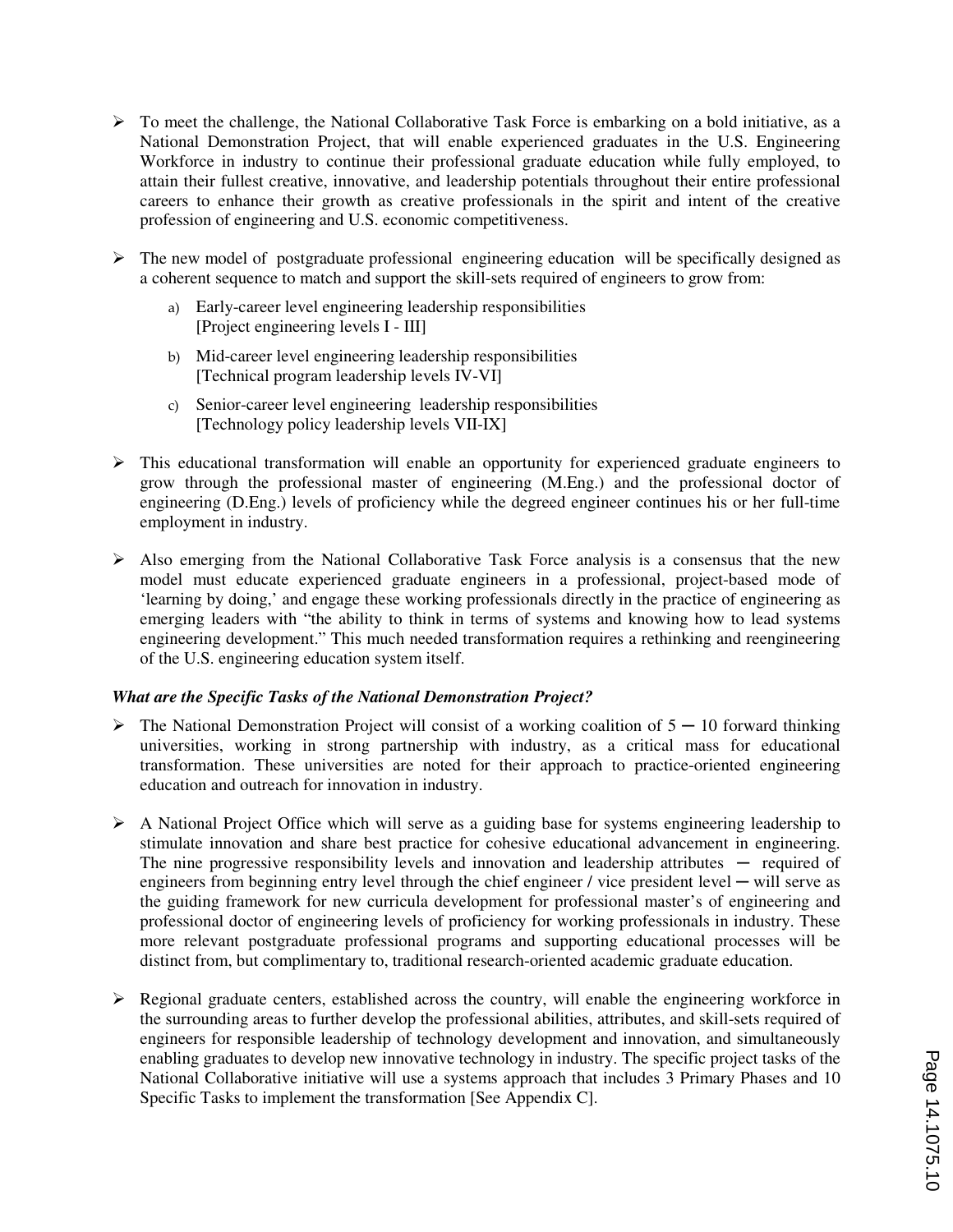- To meet the challenge, the National Collaborative Task Force is embarking on a bold initiative, as a National Demonstration Project, that will enable experienced graduates in the U.S. Engineering Workforce in industry to continue their professional graduate education while fully employed, to attain their fullest creative, innovative, and leadership potentials throughout their entire professional careers to enhance their growth as creative professionals in the spirit and intent of the creative profession of engineering and U.S. economic competitiveness.

- The new model of postgraduate professional engineering education will be specifically designed as a coherent sequence to match and support the skill-sets required of engineers to grow from:

  a) Early-career level engineering leadership responsibilities
  [Project engineering levels I - III]

  b) Mid-career level engineering leadership responsibilities
  [Technical program leadership levels IV-VI]

  c) Senior-career level engineering leadership responsibilities
  [Technology policy leadership levels VII-IX]

- This educational transformation will enable an opportunity for experienced graduate engineers to grow through the professional master of engineering (M.Eng.) and the professional doctor of engineering (D.Eng.) levels of proficiency while the degreed engineer continues his or her full-time employment in industry.

- Also emerging from the National Collaborative Task Force analysis is a consensus that the new model must educate experienced graduate engineers in a professional, project-based mode of 'learning by doing,' and engage these working professionals directly in the practice of engineering as emerging leaders with "the ability to think in terms of systems and knowing how to lead systems engineering development." This much needed transformation requires a rethinking and reengineering of the U.S. engineering education system itself.

***What are the Specific Tasks of the National Demonstration Project?***

- The National Demonstration Project will consist of a working coalition of 5 ─ 10 forward thinking universities, working in strong partnership with industry, as a critical mass for educational transformation. These universities are noted for their approach to practice-oriented engineering education and outreach for innovation in industry.

- A National Project Office which will serve as a guiding base for systems engineering leadership to stimulate innovation and share best practice for cohesive educational advancement in engineering. The nine progressive responsibility levels and innovation and leadership attributes ─ required of engineers from beginning entry level through the chief engineer / vice president level ─ will serve as the guiding framework for new curricula development for professional master's of engineering and professional doctor of engineering levels of proficiency for working professionals in industry. These more relevant postgraduate professional programs and supporting educational processes will be distinct from, but complimentary to, traditional research-oriented academic graduate education.

- Regional graduate centers, established across the country, will enable the engineering workforce in the surrounding areas to further develop the professional abilities, attributes, and skill-sets required of engineers for responsible leadership of technology development and innovation, and simultaneously enabling graduates to develop new innovative technology in industry. The specific project tasks of the National Collaborative initiative will use a systems approach that includes 3 Primary Phases and 10 Specific Tasks to implement the transformation [See Appendix C].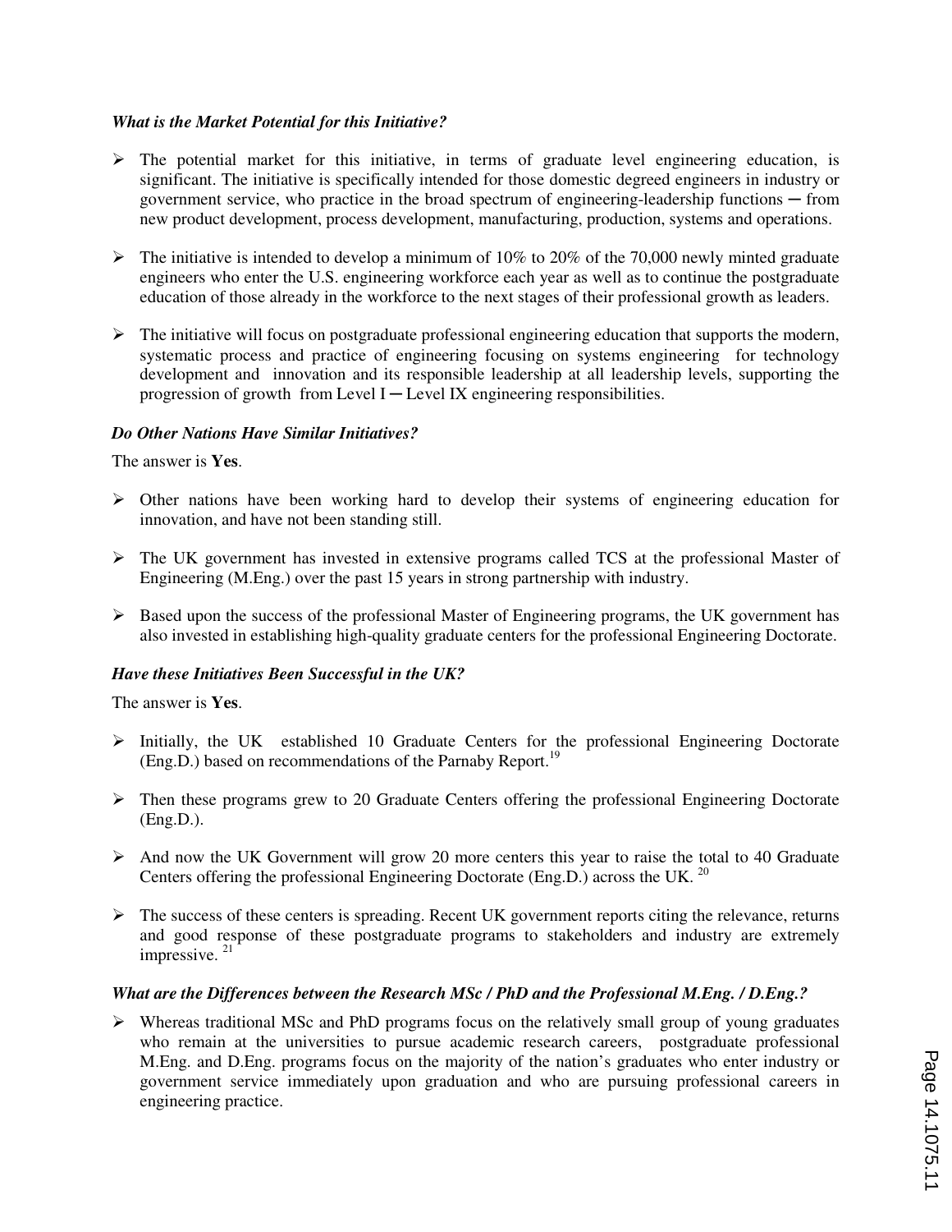***What is the Market Potential for this Initiative?***

- The potential market for this initiative, in terms of graduate level engineering education, is significant. The initiative is specifically intended for those domestic degreed engineers in industry or government service, who practice in the broad spectrum of engineering-leadership functions ─ from new product development, process development, manufacturing, production, systems and operations.

- The initiative is intended to develop a minimum of 10% to 20% of the 70,000 newly minted graduate engineers who enter the U.S. engineering workforce each year as well as to continue the postgraduate education of those already in the workforce to the next stages of their professional growth as leaders.

- The initiative will focus on postgraduate professional engineering education that supports the modern, systematic process and practice of engineering focusing on systems engineering for technology development and innovation and its responsible leadership at all leadership levels, supporting the progression of growth from Level I ─ Level IX engineering responsibilities.

***Do Other Nations Have Similar Initiatives?***

The answer is **Yes**.

- Other nations have been working hard to develop their systems of engineering education for innovation, and have not been standing still.

- The UK government has invested in extensive programs called TCS at the professional Master of Engineering (M.Eng.) over the past 15 years in strong partnership with industry.

- Based upon the success of the professional Master of Engineering programs, the UK government has also invested in establishing high-quality graduate centers for the professional Engineering Doctorate.

***Have these Initiatives Been Successful in the UK?***

The answer is **Yes**.

- Initially, the UK established 10 Graduate Centers for the professional Engineering Doctorate (Eng.D.) based on recommendations of the Parnaby Report.[19]

- Then these programs grew to 20 Graduate Centers offering the professional Engineering Doctorate (Eng.D.).

- And now the UK Government will grow 20 more centers this year to raise the total to 40 Graduate Centers offering the professional Engineering Doctorate (Eng.D.) across the UK.[20]

- The success of these centers is spreading. Recent UK government reports citing the relevance, returns and good response of these postgraduate programs to stakeholders and industry are extremely impressive.[21]

***What are the Differences between the Research MSc / PhD and the Professional M.Eng. / D.Eng.?***

- Whereas traditional MSc and PhD programs focus on the relatively small group of young graduates who remain at the universities to pursue academic research careers, postgraduate professional M.Eng. and D.Eng. programs focus on the majority of the nation's graduates who enter industry or government service immediately upon graduation and who are pursuing professional careers in engineering practice.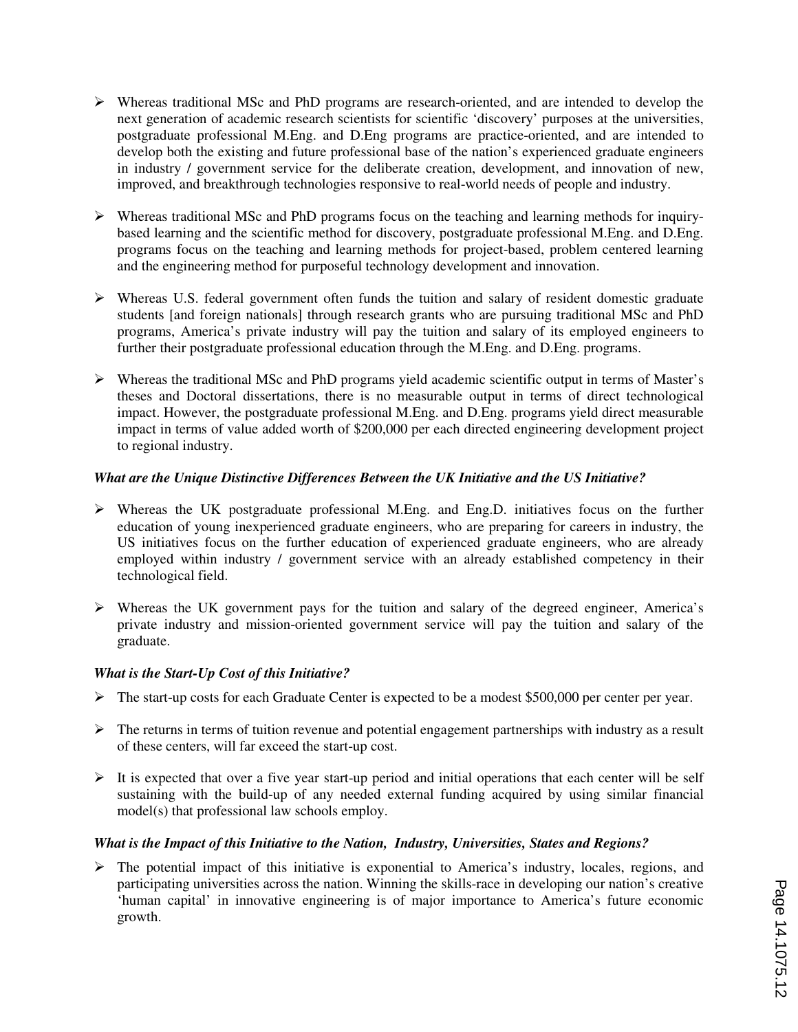- Whereas traditional MSc and PhD programs are research-oriented, and are intended to develop the next generation of academic research scientists for scientific 'discovery' purposes at the universities, postgraduate professional M.Eng. and D.Eng programs are practice-oriented, and are intended to develop both the existing and future professional base of the nation's experienced graduate engineers in industry / government service for the deliberate creation, development, and innovation of new, improved, and breakthrough technologies responsive to real-world needs of people and industry.

- Whereas traditional MSc and PhD programs focus on the teaching and learning methods for inquiry-based learning and the scientific method for discovery, postgraduate professional M.Eng. and D.Eng. programs focus on the teaching and learning methods for project-based, problem centered learning and the engineering method for purposeful technology development and innovation.

- Whereas U.S. federal government often funds the tuition and salary of resident domestic graduate students [and foreign nationals] through research grants who are pursuing traditional MSc and PhD programs, America's private industry will pay the tuition and salary of its employed engineers to further their postgraduate professional education through the M.Eng. and D.Eng. programs.

- Whereas the traditional MSc and PhD programs yield academic scientific output in terms of Master's theses and Doctoral dissertations, there is no measurable output in terms of direct technological impact. However, the postgraduate professional M.Eng. and D.Eng. programs yield direct measurable impact in terms of value added worth of $200,000 per each directed engineering development project to regional industry.

***What are the Unique Distinctive Differences Between the UK Initiative and the US Initiative?***

- Whereas the UK postgraduate professional M.Eng. and Eng.D. initiatives focus on the further education of young inexperienced graduate engineers, who are preparing for careers in industry, the US initiatives focus on the further education of experienced graduate engineers, who are already employed within industry / government service with an already established competency in their technological field.

- Whereas the UK government pays for the tuition and salary of the degreed engineer, America's private industry and mission-oriented government service will pay the tuition and salary of the graduate.

***What is the Start-Up Cost of this Initiative?***

- The start-up costs for each Graduate Center is expected to be a modest $500,000 per center per year.

- The returns in terms of tuition revenue and potential engagement partnerships with industry as a result of these centers, will far exceed the start-up cost.

- It is expected that over a five year start-up period and initial operations that each center will be self sustaining with the build-up of any needed external funding acquired by using similar financial model(s) that professional law schools employ.

***What is the Impact of this Initiative to the Nation, Industry, Universities, States and Regions?***

- The potential impact of this initiative is exponential to America's industry, locales, regions, and participating universities across the nation. Winning the skills-race in developing our nation's creative 'human capital' in innovative engineering is of major importance to America's future economic growth.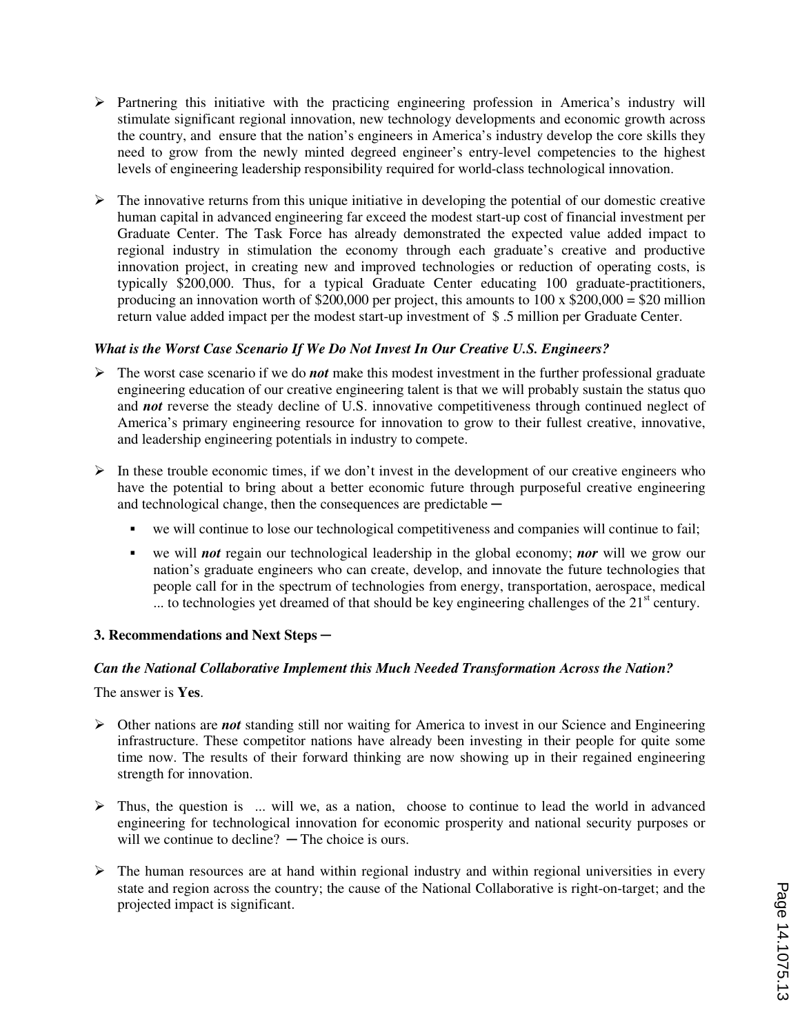- Partnering this initiative with the practicing engineering profession in America's industry will stimulate significant regional innovation, new technology developments and economic growth across the country, and ensure that the nation's engineers in America's industry develop the core skills they need to grow from the newly minted degreed engineer's entry-level competencies to the highest levels of engineering leadership responsibility required for world-class technological innovation.

- The innovative returns from this unique initiative in developing the potential of our domestic creative human capital in advanced engineering far exceed the modest start-up cost of financial investment per Graduate Center. The Task Force has already demonstrated the expected value added impact to regional industry in stimulation the economy through each graduate's creative and productive innovation project, in creating new and improved technologies or reduction of operating costs, is typically \$200,000. Thus, for a typical Graduate Center educating 100 graduate-practitioners, producing an innovation worth of \$200,000 per project, this amounts to 100 x \$200,000 = \$20 million return value added impact per the modest start-up investment of \$ .5 million per Graduate Center.

***What is the Worst Case Scenario If We Do Not Invest In Our Creative U.S. Engineers?***

- The worst case scenario if we do ***not*** make this modest investment in the further professional graduate engineering education of our creative engineering talent is that we will probably sustain the status quo and ***not*** reverse the steady decline of U.S. innovative competitiveness through continued neglect of America's primary engineering resource for innovation to grow to their fullest creative, innovative, and leadership engineering potentials in industry to compete.

- In these trouble economic times, if we don't invest in the development of our creative engineers who have the potential to bring about a better economic future through purposeful creative engineering and technological change, then the consequences are predictable ─
  - we will continue to lose our technological competitiveness and companies will continue to fail;
  - we will ***not*** regain our technological leadership in the global economy; ***nor*** will we grow our nation's graduate engineers who can create, develop, and innovate the future technologies that people call for in the spectrum of technologies from energy, transportation, aerospace, medical ... to technologies yet dreamed of that should be key engineering challenges of the 21st century.

**3. Recommendations and Next Steps ─**

***Can the National Collaborative Implement this Much Needed Transformation Across the Nation?***

The answer is **Yes**.

- Other nations are ***not*** standing still nor waiting for America to invest in our Science and Engineering infrastructure. These competitor nations have already been investing in their people for quite some time now. The results of their forward thinking are now showing up in their regained engineering strength for innovation.

- Thus, the question is ... will we, as a nation, choose to continue to lead the world in advanced engineering for technological innovation for economic prosperity and national security purposes or will we continue to decline? ─ The choice is ours.

- The human resources are at hand within regional industry and within regional universities in every state and region across the country; the cause of the National Collaborative is right-on-target; and the projected impact is significant.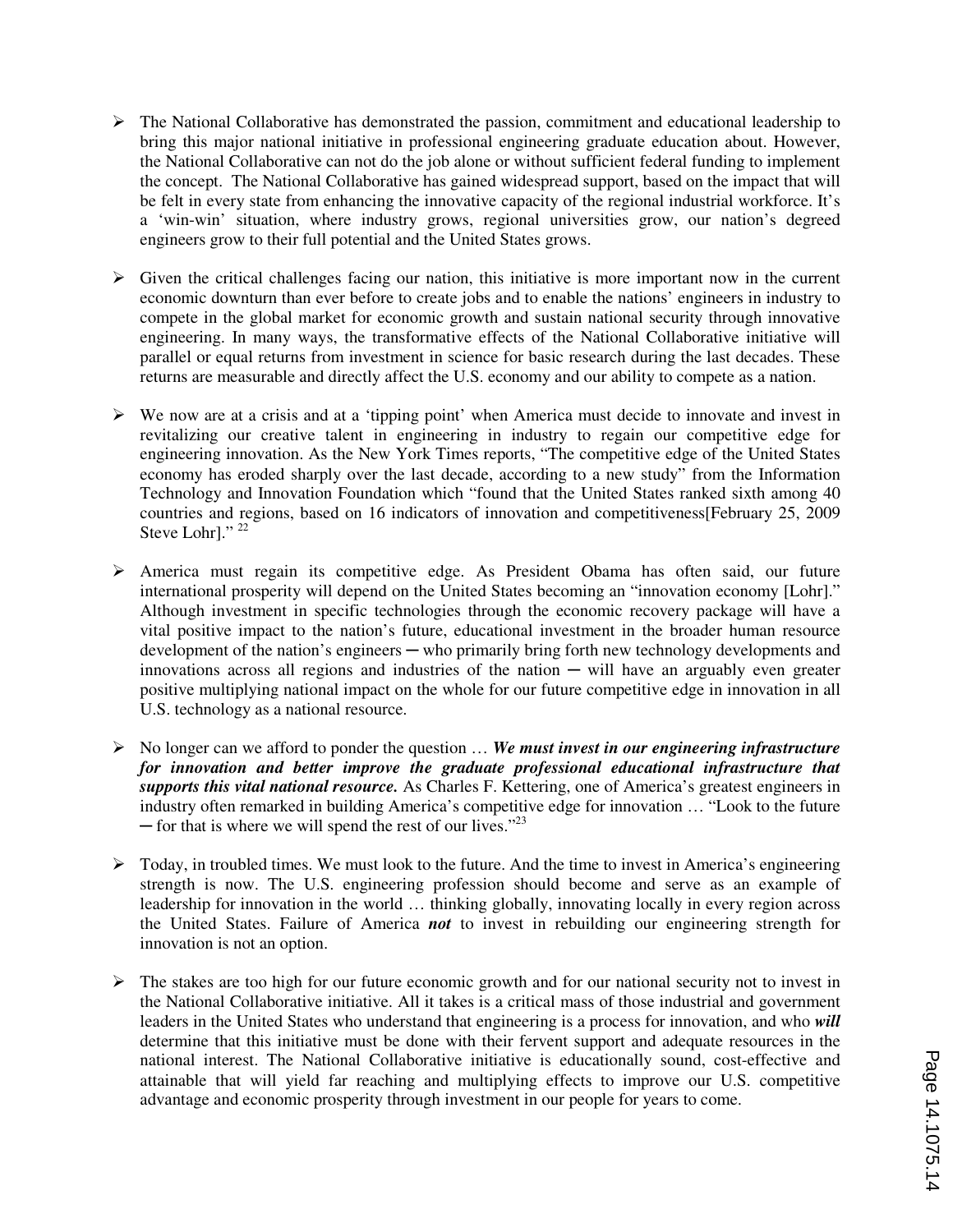- The National Collaborative has demonstrated the passion, commitment and educational leadership to bring this major national initiative in professional engineering graduate education about. However, the National Collaborative can not do the job alone or without sufficient federal funding to implement the concept. The National Collaborative has gained widespread support, based on the impact that will be felt in every state from enhancing the innovative capacity of the regional industrial workforce. It's a 'win-win' situation, where industry grows, regional universities grow, our nation's degreed engineers grow to their full potential and the United States grows.

- Given the critical challenges facing our nation, this initiative is more important now in the current economic downturn than ever before to create jobs and to enable the nations' engineers in industry to compete in the global market for economic growth and sustain national security through innovative engineering. In many ways, the transformative effects of the National Collaborative initiative will parallel or equal returns from investment in science for basic research during the last decades. These returns are measurable and directly affect the U.S. economy and our ability to compete as a nation.

- We now are at a crisis and at a 'tipping point' when America must decide to innovate and invest in revitalizing our creative talent in engineering in industry to regain our competitive edge for engineering innovation. As the New York Times reports, "The competitive edge of the United States economy has eroded sharply over the last decade, according to a new study" from the Information Technology and Innovation Foundation which "found that the United States ranked sixth among 40 countries and regions, based on 16 indicators of innovation and competitiveness[February 25, 2009 Steve Lohr]." [22]

- America must regain its competitive edge. As President Obama has often said, our future international prosperity will depend on the United States becoming an "innovation economy [Lohr]." Although investment in specific technologies through the economic recovery package will have a vital positive impact to the nation's future, educational investment in the broader human resource development of the nation's engineers ─ who primarily bring forth new technology developments and innovations across all regions and industries of the nation ─ will have an arguably even greater positive multiplying national impact on the whole for our future competitive edge in innovation in all U.S. technology as a national resource.

- No longer can we afford to ponder the question … ***We must invest in our engineering infrastructure for innovation and better improve the graduate professional educational infrastructure that supports this vital national resource.*** As Charles F. Kettering, one of America's greatest engineers in industry often remarked in building America's competitive edge for innovation … "Look to the future ─ for that is where we will spend the rest of our lives."[23]

- Today, in troubled times. We must look to the future. And the time to invest in America's engineering strength is now. The U.S. engineering profession should become and serve as an example of leadership for innovation in the world … thinking globally, innovating locally in every region across the United States. Failure of America ***not*** to invest in rebuilding our engineering strength for innovation is not an option.

- The stakes are too high for our future economic growth and for our national security not to invest in the National Collaborative initiative. All it takes is a critical mass of those industrial and government leaders in the United States who understand that engineering is a process for innovation, and who ***will*** determine that this initiative must be done with their fervent support and adequate resources in the national interest. The National Collaborative initiative is educationally sound, cost-effective and attainable that will yield far reaching and multiplying effects to improve our U.S. competitive advantage and economic prosperity through investment in our people for years to come.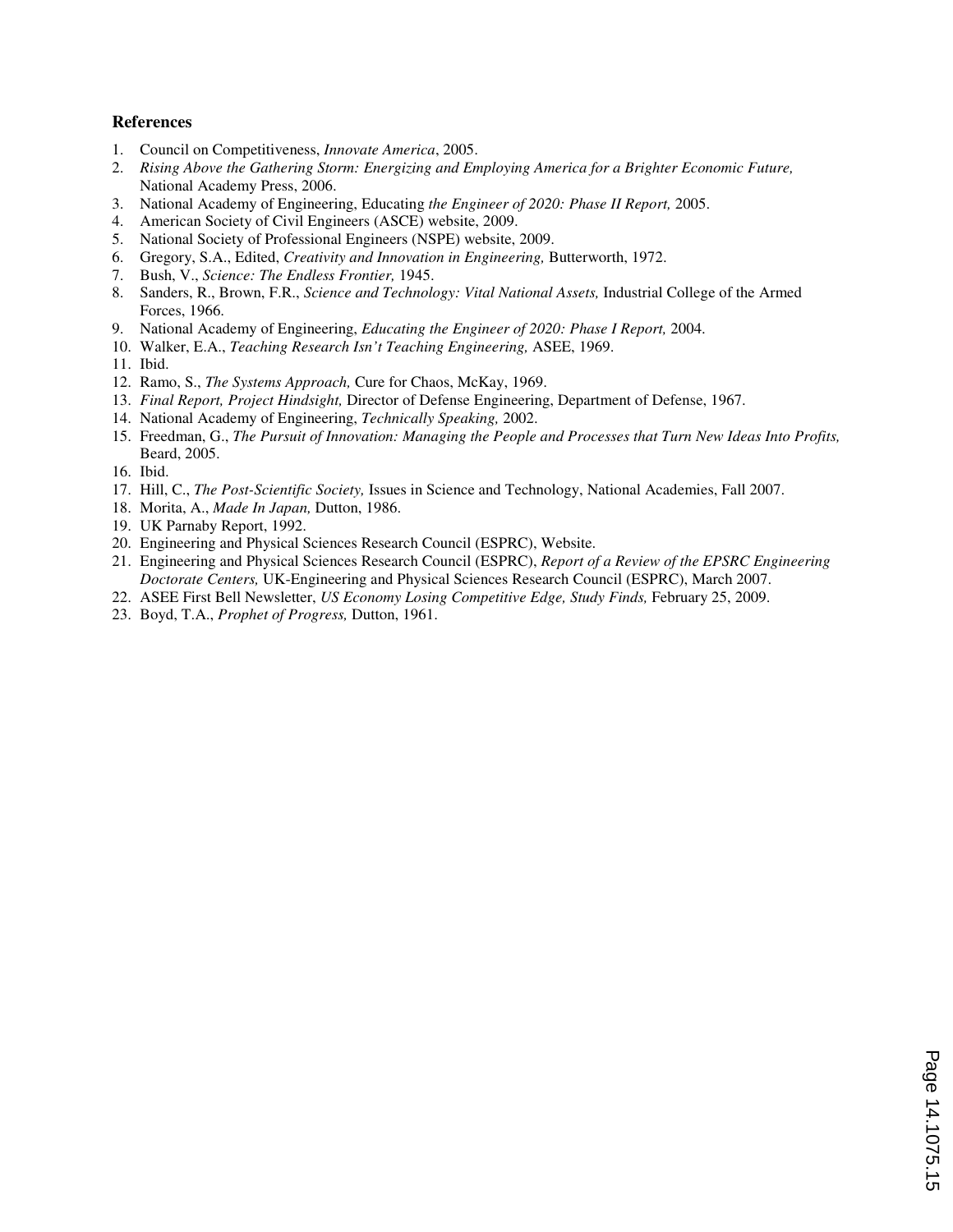**References**

1. Council on Competitiveness, *Innovate America*, 2005.
2. *Rising Above the Gathering Storm: Energizing and Employing America for a Brighter Economic Future,* National Academy Press, 2006.
3. National Academy of Engineering, Educating *the Engineer of 2020: Phase II Report,* 2005.
4. American Society of Civil Engineers (ASCE) website, 2009.
5. National Society of Professional Engineers (NSPE) website, 2009.
6. Gregory, S.A., Edited, *Creativity and Innovation in Engineering,* Butterworth, 1972.
7. Bush, V., *Science: The Endless Frontier,* 1945.
8. Sanders, R., Brown, F.R., *Science and Technology: Vital National Assets,* Industrial College of the Armed Forces, 1966.
9. National Academy of Engineering, *Educating the Engineer of 2020: Phase I Report,* 2004.
10. Walker, E.A., *Teaching Research Isn't Teaching Engineering,* ASEE, 1969.
11. Ibid.
12. Ramo, S., *The Systems Approach,* Cure for Chaos, McKay, 1969.
13. *Final Report, Project Hindsight,* Director of Defense Engineering, Department of Defense, 1967.
14. National Academy of Engineering, *Technically Speaking,* 2002.
15. Freedman, G., *The Pursuit of Innovation: Managing the People and Processes that Turn New Ideas Into Profits,* Beard, 2005.
16. Ibid.
17. Hill, C., *The Post-Scientific Society,* Issues in Science and Technology, National Academies, Fall 2007.
18. Morita, A., *Made In Japan,* Dutton, 1986.
19. UK Parnaby Report, 1992.
20. Engineering and Physical Sciences Research Council (ESPRC), Website.
21. Engineering and Physical Sciences Research Council (ESPRC), *Report of a Review of the EPSRC Engineering Doctorate Centers,* UK-Engineering and Physical Sciences Research Council (ESPRC), March 2007.
22. ASEE First Bell Newsletter, *US Economy Losing Competitive Edge, Study Finds,* February 25, 2009.
23. Boyd, T.A., *Prophet of Progress,* Dutton, 1961.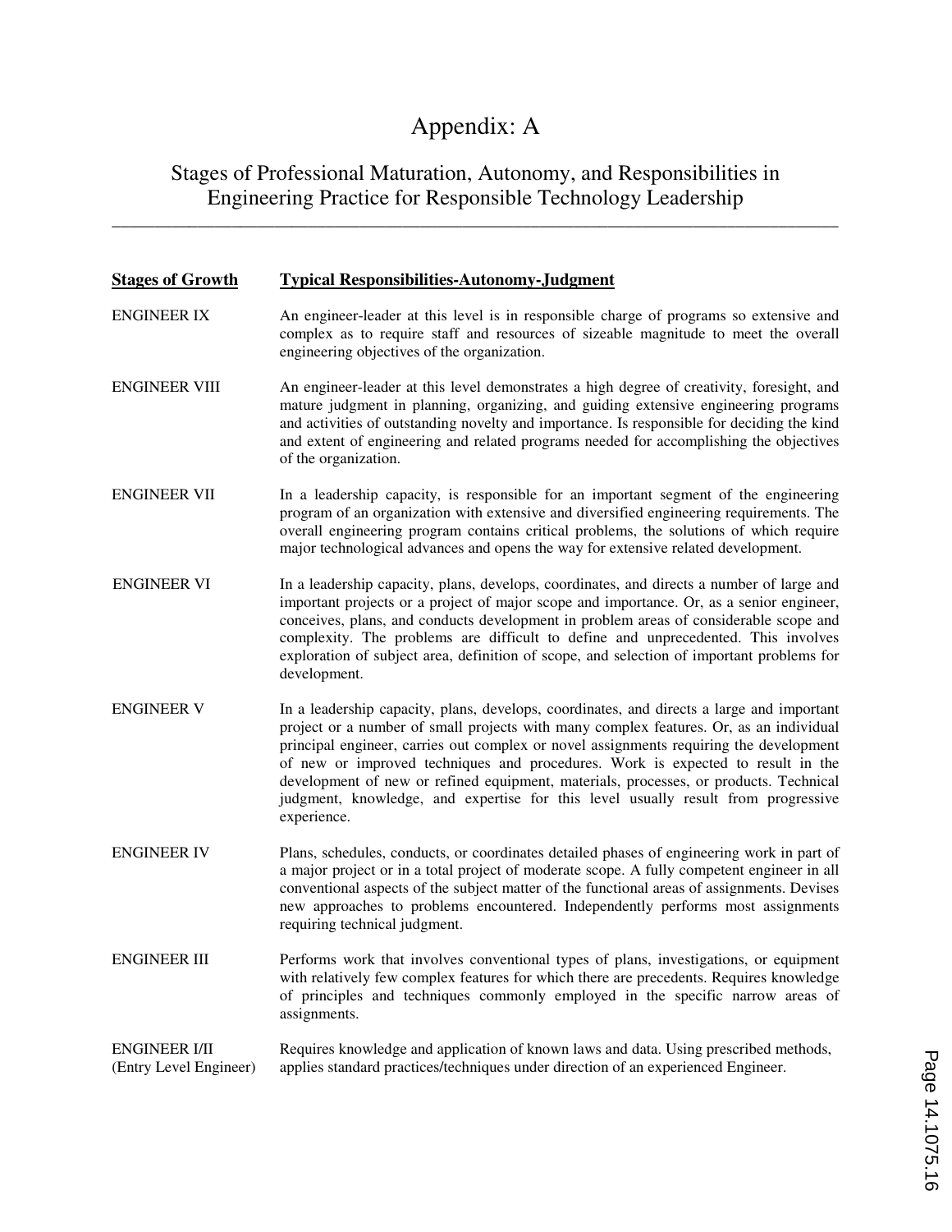# Appendix: A

## Stages of Professional Maturation, Autonomy, and Responsibilities in Engineering Practice for Responsible Technology Leadership

| Stages of Growth | Typical Responsibilities-Autonomy-Judgment |
|---|---|
| ENGINEER IX | An engineer-leader at this level is in responsible charge of programs so extensive and complex as to require staff and resources of sizeable magnitude to meet the overall engineering objectives of the organization. |
| ENGINEER VIII | An engineer-leader at this level demonstrates a high degree of creativity, foresight, and mature judgment in planning, organizing, and guiding extensive engineering programs and activities of outstanding novelty and importance. Is responsible for deciding the kind and extent of engineering and related programs needed for accomplishing the objectives of the organization. |
| ENGINEER VII | In a leadership capacity, is responsible for an important segment of the engineering program of an organization with extensive and diversified engineering requirements. The overall engineering program contains critical problems, the solutions of which require major technological advances and opens the way for extensive related development. |
| ENGINEER VI | In a leadership capacity, plans, develops, coordinates, and directs a number of large and important projects or a project of major scope and importance. Or, as a senior engineer, conceives, plans, and conducts development in problem areas of considerable scope and complexity. The problems are difficult to define and unprecedented. This involves exploration of subject area, definition of scope, and selection of important problems for development. |
| ENGINEER V | In a leadership capacity, plans, develops, coordinates, and directs a large and important project or a number of small projects with many complex features. Or, as an individual principal engineer, carries out complex or novel assignments requiring the development of new or improved techniques and procedures. Work is expected to result in the development of new or refined equipment, materials, processes, or products. Technical judgment, knowledge, and expertise for this level usually result from progressive experience. |
| ENGINEER IV | Plans, schedules, conducts, or coordinates detailed phases of engineering work in part of a major project or in a total project of moderate scope. A fully competent engineer in all conventional aspects of the subject matter of the functional areas of assignments. Devises new approaches to problems encountered. Independently performs most assignments requiring technical judgment. |
| ENGINEER III | Performs work that involves conventional types of plans, investigations, or equipment with relatively few complex features for which there are precedents. Requires knowledge of principles and techniques commonly employed in the specific narrow areas of assignments. |
| ENGINEER I/II (Entry Level Engineer) | Requires knowledge and application of known laws and data. Using prescribed methods, applies standard practices/techniques under direction of an experienced Engineer. |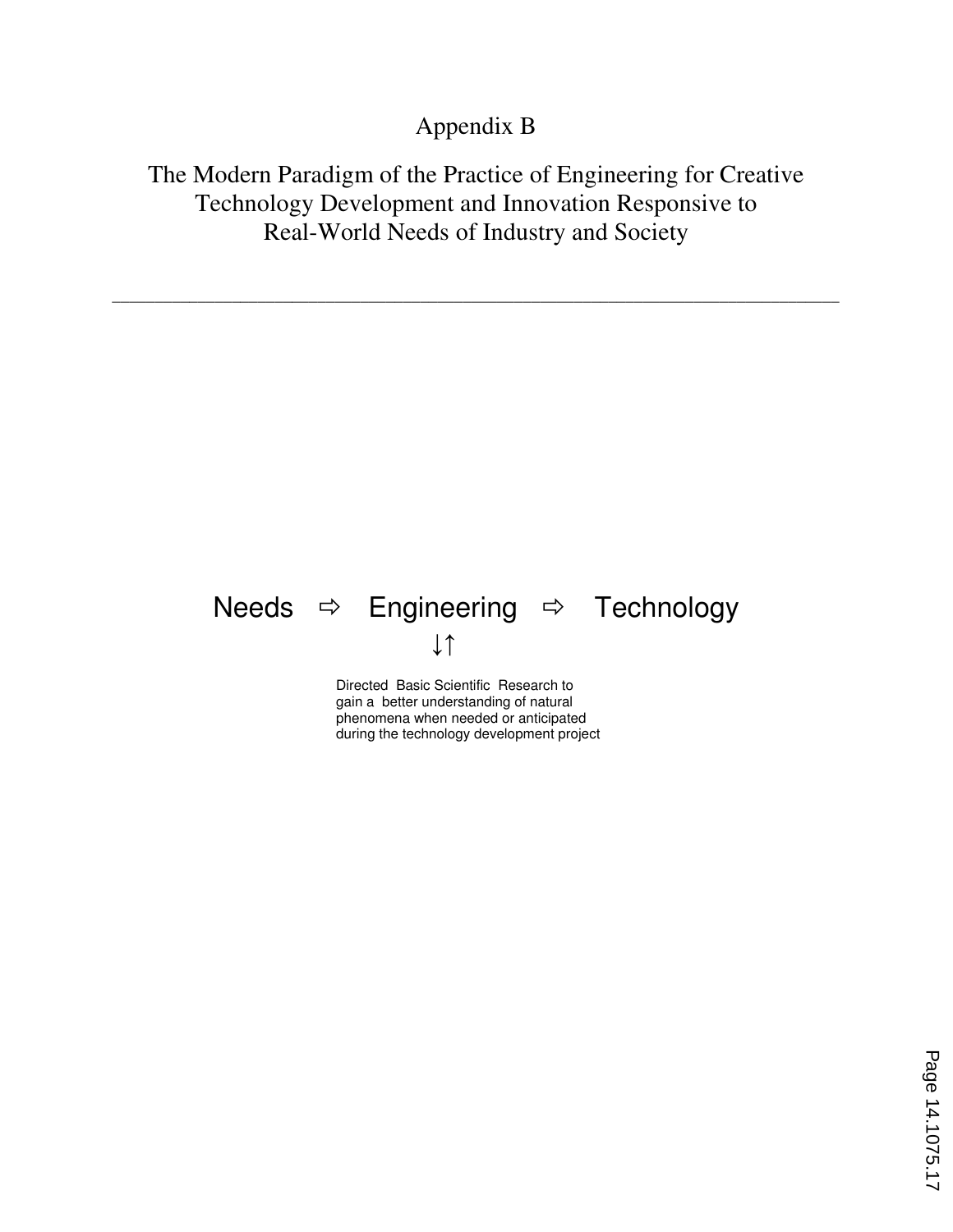# Appendix B

## The Modern Paradigm of the Practice of Engineering for Creative Technology Development and Innovation Responsive to Real-World Needs of Industry and Society

---

Needs ⇨ Engineering ⇨ Technology

↓↑

Directed Basic Scientific Research to gain a better understanding of natural phenomena when needed or anticipated during the technology development project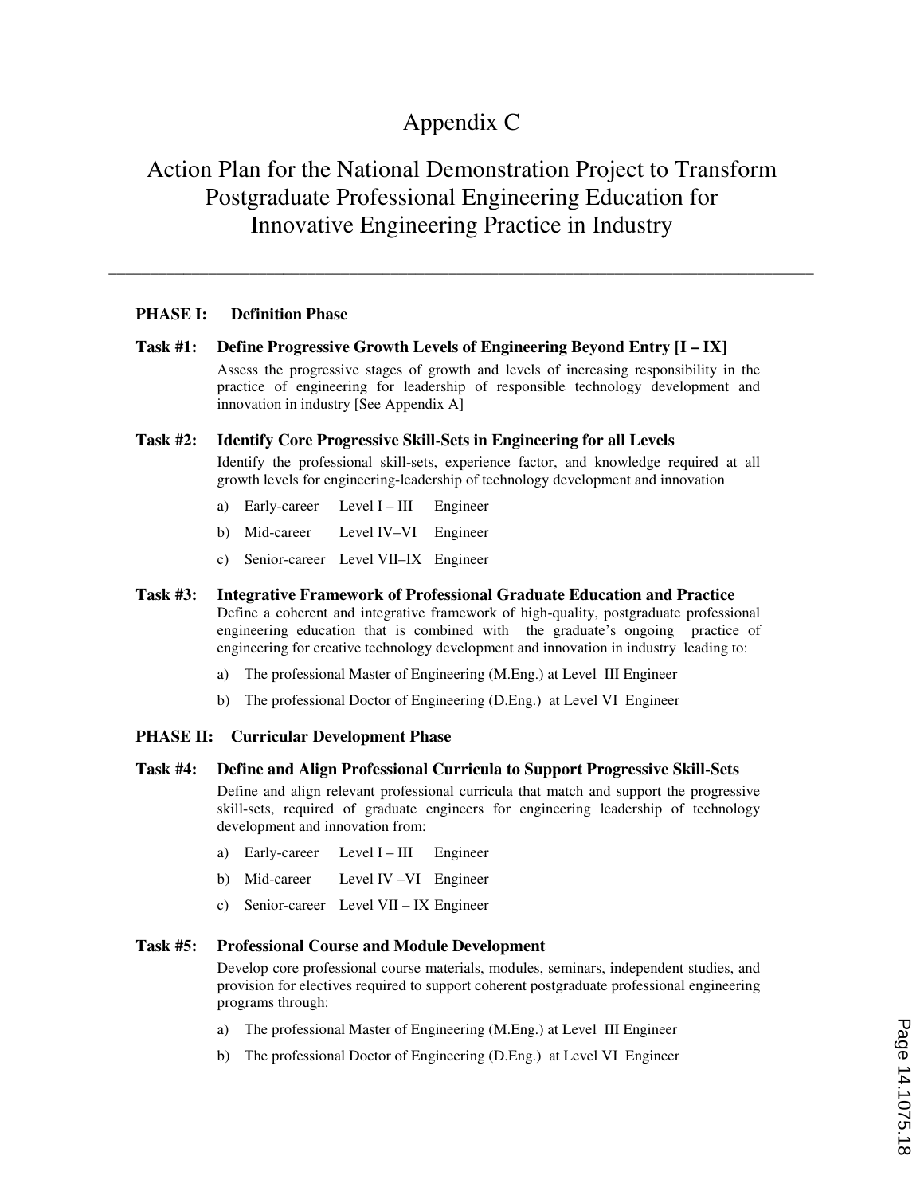# Appendix C

# Action Plan for the National Demonstration Project to Transform Postgraduate Professional Engineering Education for Innovative Engineering Practice in Industry

---

**PHASE I: Definition Phase**

**Task #1: Define Progressive Growth Levels of Engineering Beyond Entry [I – IX]**

Assess the progressive stages of growth and levels of increasing responsibility in the practice of engineering for leadership of responsible technology development and innovation in industry [See Appendix A]

**Task #2: Identify Core Progressive Skill-Sets in Engineering for all Levels**

Identify the professional skill-sets, experience factor, and knowledge required at all growth levels for engineering-leadership of technology development and innovation

a) Early-career Level I – III Engineer

b) Mid-career Level IV–VI Engineer

c) Senior-career Level VII–IX Engineer

**Task #3: Integrative Framework of Professional Graduate Education and Practice**

Define a coherent and integrative framework of high-quality, postgraduate professional engineering education that is combined with the graduate's ongoing practice of engineering for creative technology development and innovation in industry leading to:

a) The professional Master of Engineering (M.Eng.) at Level III Engineer

b) The professional Doctor of Engineering (D.Eng.) at Level VI Engineer

**PHASE II: Curricular Development Phase**

**Task #4: Define and Align Professional Curricula to Support Progressive Skill-Sets**

Define and align relevant professional curricula that match and support the progressive skill-sets, required of graduate engineers for engineering leadership of technology development and innovation from:

a) Early-career Level I – III Engineer

b) Mid-career Level IV –VI Engineer

c) Senior-career Level VII – IX Engineer

**Task #5: Professional Course and Module Development**

Develop core professional course materials, modules, seminars, independent studies, and provision for electives required to support coherent postgraduate professional engineering programs through:

a) The professional Master of Engineering (M.Eng.) at Level III Engineer

b) The professional Doctor of Engineering (D.Eng.) at Level VI Engineer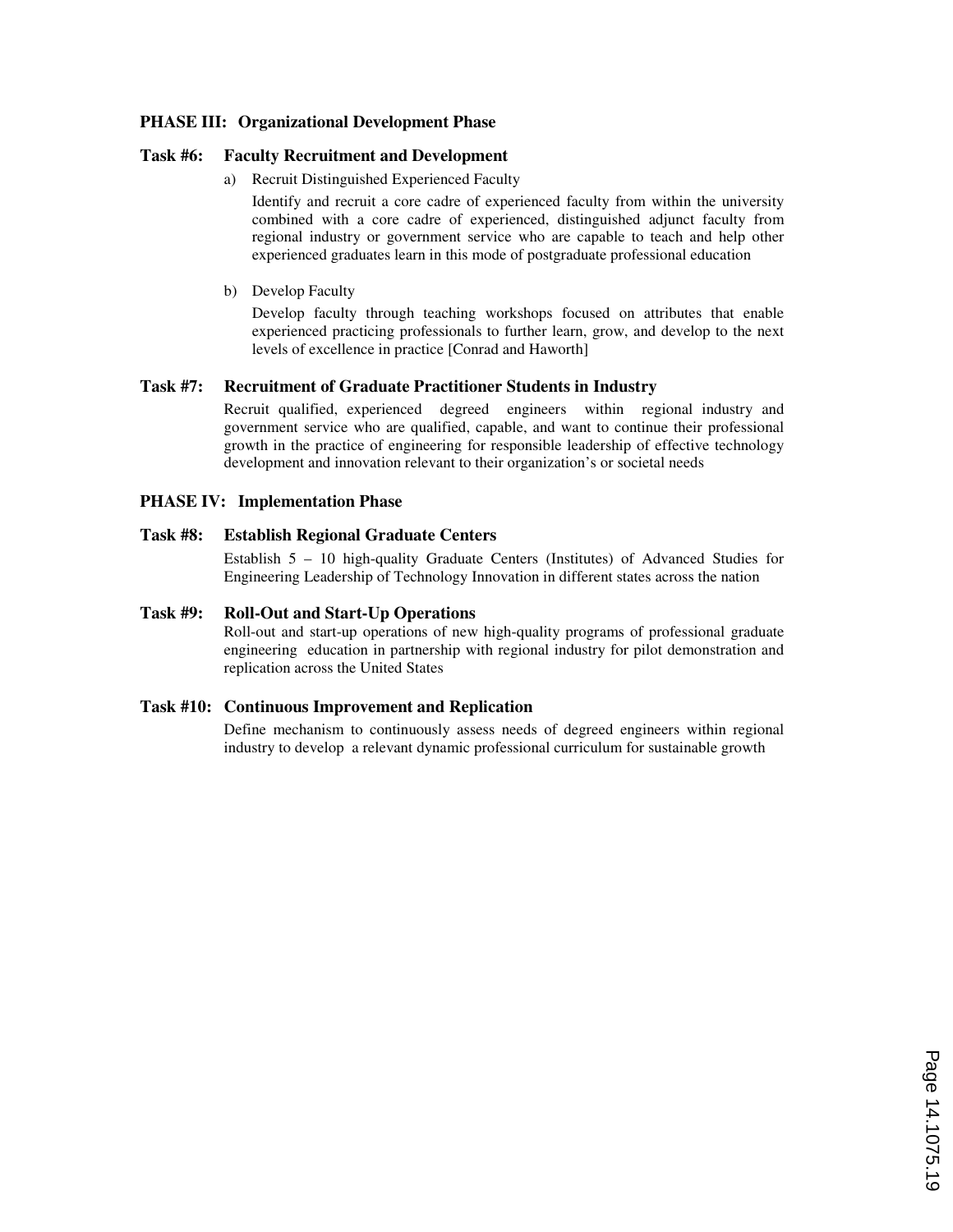**PHASE III: Organizational Development Phase**

**Task #6: Faculty Recruitment and Development**

a) Recruit Distinguished Experienced Faculty

Identify and recruit a core cadre of experienced faculty from within the university combined with a core cadre of experienced, distinguished adjunct faculty from regional industry or government service who are capable to teach and help other experienced graduates learn in this mode of postgraduate professional education

b) Develop Faculty

Develop faculty through teaching workshops focused on attributes that enable experienced practicing professionals to further learn, grow, and develop to the next levels of excellence in practice [Conrad and Haworth]

**Task #7: Recruitment of Graduate Practitioner Students in Industry**

Recruit qualified, experienced degreed engineers within regional industry and government service who are qualified, capable, and want to continue their professional growth in the practice of engineering for responsible leadership of effective technology development and innovation relevant to their organization's or societal needs

**PHASE IV: Implementation Phase**

**Task #8: Establish Regional Graduate Centers**

Establish 5 – 10 high-quality Graduate Centers (Institutes) of Advanced Studies for Engineering Leadership of Technology Innovation in different states across the nation

**Task #9: Roll-Out and Start-Up Operations**

Roll-out and start-up operations of new high-quality programs of professional graduate engineering education in partnership with regional industry for pilot demonstration and replication across the United States

**Task #10: Continuous Improvement and Replication**

Define mechanism to continuously assess needs of degreed engineers within regional industry to develop a relevant dynamic professional curriculum for sustainable growth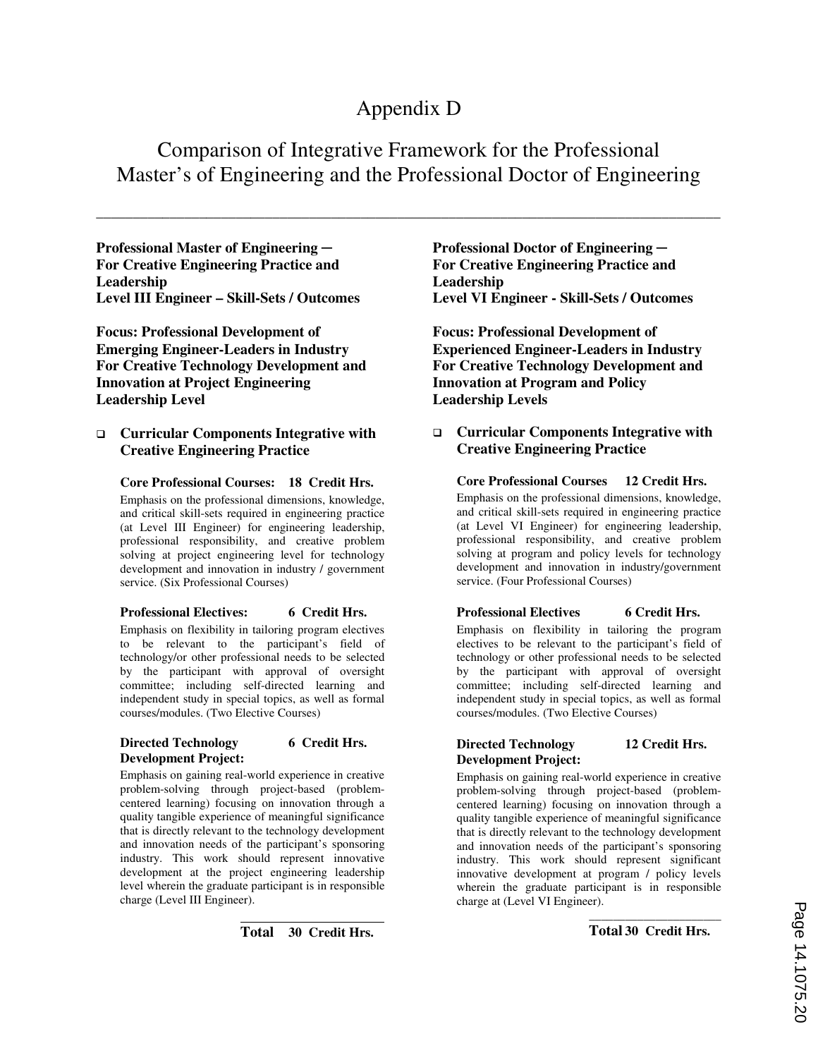# Appendix D

## Comparison of Integrative Framework for the Professional Master's of Engineering and the Professional Doctor of Engineering

---

**Professional Master of Engineering ─ For Creative Engineering Practice and Leadership**
**Level III Engineer – Skill-Sets / Outcomes**

**Focus: Professional Development of Emerging Engineer-Leaders in Industry For Creative Technology Development and Innovation at Project Engineering Leadership Level**

- **Curricular Components Integrative with Creative Engineering Practice**

**Core Professional Courses: 18 Credit Hrs.**

Emphasis on the professional dimensions, knowledge, and critical skill-sets required in engineering practice (at Level III Engineer) for engineering leadership, professional responsibility, and creative problem solving at project engineering level for technology development and innovation in industry / government service. (Six Professional Courses)

**Professional Electives: 6 Credit Hrs.**

Emphasis on flexibility in tailoring program electives to be relevant to the participant's field of technology/or other professional needs to be selected by the participant with approval of oversight committee; including self-directed learning and independent study in special topics, as well as formal courses/modules. (Two Elective Courses)

**Directed Technology Development Project: 6 Credit Hrs.**

Emphasis on gaining real-world experience in creative problem-solving through project-based (problem-centered learning) focusing on innovation through a quality tangible experience of meaningful significance that is directly relevant to the technology development and innovation needs of the participant's sponsoring industry. This work should represent innovative development at the project engineering leadership level wherein the graduate participant is in responsible charge (Level III Engineer).

**Total 30 Credit Hrs.**

---

**Professional Doctor of Engineering ─ For Creative Engineering Practice and Leadership**
**Level VI Engineer - Skill-Sets / Outcomes**

**Focus: Professional Development of Experienced Engineer-Leaders in Industry For Creative Technology Development and Innovation at Program and Policy Leadership Levels**

- **Curricular Components Integrative with Creative Engineering Practice**

**Core Professional Courses 12 Credit Hrs.**

Emphasis on the professional dimensions, knowledge, and critical skill-sets required in engineering practice (at Level VI Engineer) for engineering leadership, professional responsibility, and creative problem solving at program and policy levels for technology development and innovation in industry/government service. (Four Professional Courses)

**Professional Electives 6 Credit Hrs.**

Emphasis on flexibility in tailoring the program electives to be relevant to the participant's field of technology or other professional needs to be selected by the participant with approval of oversight committee; including self-directed learning and independent study in special topics, as well as formal courses/modules. (Two Elective Courses)

**Directed Technology Development Project: 12 Credit Hrs.**

Emphasis on gaining real-world experience in creative problem-solving through project-based (problem-centered learning) focusing on innovation through a quality tangible experience of meaningful significance that is directly relevant to the technology development and innovation needs of the participant's sponsoring industry. This work should represent significant innovative development at program / policy levels wherein the graduate participant is in responsible charge at (Level VI Engineer).

**Total 30 Credit Hrs.**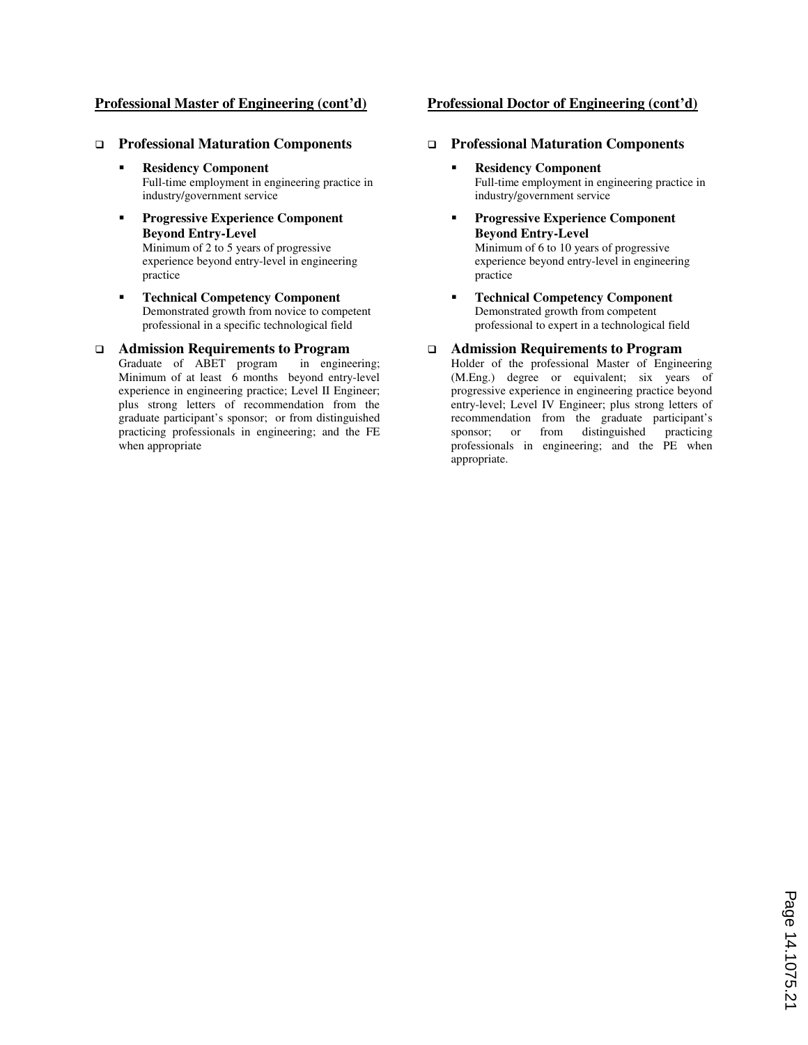## Professional Master of Engineering (cont'd)

- **Professional Maturation Components**
  - **Residency Component**
    Full-time employment in engineering practice in industry/government service
  - **Progressive Experience Component Beyond Entry-Level**
    Minimum of 2 to 5 years of progressive experience beyond entry-level in engineering practice
  - **Technical Competency Component**
    Demonstrated growth from novice to competent professional in a specific technological field

- **Admission Requirements to Program**
  Graduate of ABET program in engineering; Minimum of at least 6 months beyond entry-level experience in engineering practice; Level II Engineer; plus strong letters of recommendation from the graduate participant's sponsor; or from distinguished practicing professionals in engineering; and the FE when appropriate

## Professional Doctor of Engineering (cont'd)

- **Professional Maturation Components**
  - **Residency Component**
    Full-time employment in engineering practice in industry/government service
  - **Progressive Experience Component Beyond Entry-Level**
    Minimum of 6 to 10 years of progressive experience beyond entry-level in engineering practice
  - **Technical Competency Component**
    Demonstrated growth from competent professional to expert in a technological field

- **Admission Requirements to Program**
  Holder of the professional Master of Engineering (M.Eng.) degree or equivalent; six years of progressive experience in engineering practice beyond entry-level; Level IV Engineer; plus strong letters of recommendation from the graduate participant's sponsor; or from distinguished practicing professionals in engineering; and the PE when appropriate.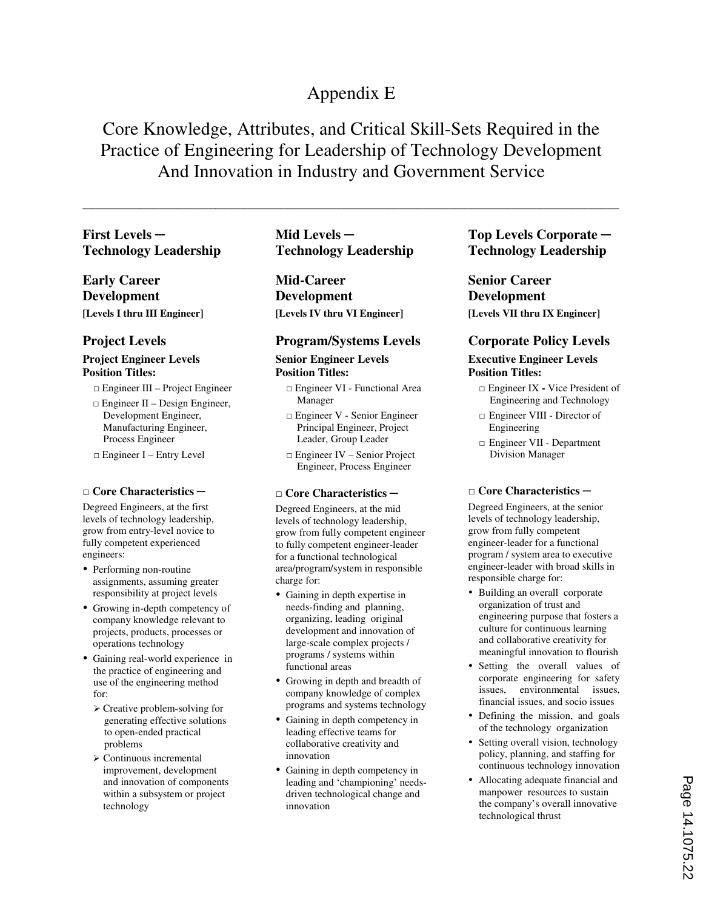# Appendix E

## Core Knowledge, Attributes, and Critical Skill-Sets Required in the Practice of Engineering for Leadership of Technology Development And Innovation in Industry and Government Service

---

### First Levels ─ Technology Leadership

### Early Career Development

**[Levels I thru III Engineer]**

### Project Levels

**Project Engineer Levels**
**Position Titles:**

- □ Engineer III – Project Engineer
- □ Engineer II – Design Engineer, Development Engineer, Manufacturing Engineer, Process Engineer
- □ Engineer I – Entry Level

**□ Core Characteristics ─**

Degreed Engineers, at the first levels of technology leadership, grow from entry-level novice to fully competent experienced engineers:

- Performing non-routine assignments, assuming greater responsibility at project levels
- Growing in-depth competency of company knowledge relevant to projects, products, processes or operations technology
- Gaining real-world experience in the practice of engineering and use of the engineering method for:
  - ➢ Creative problem-solving for generating effective solutions to open-ended practical problems
  - ➢ Continuous incremental improvement, development and innovation of components within a subsystem or project technology

### Mid Levels ─ Technology Leadership

### Mid-Career Development

**[Levels IV thru VI Engineer]**

### Program/Systems Levels

**Senior Engineer Levels**
**Position Titles:**

- □ Engineer VI - Functional Area Manager
- □ Engineer V - Senior Engineer Principal Engineer, Project Leader, Group Leader
- □ Engineer IV – Senior Project Engineer, Process Engineer

**□ Core Characteristics ─**

Degreed Engineers, at the mid levels of technology leadership, grow from fully competent engineer to fully competent engineer-leader for a functional technological area/program/system in responsible charge for:

- Gaining in depth expertise in needs-finding and planning, organizing, leading original development and innovation of large-scale complex projects / programs / systems within functional areas
- Growing in depth and breadth of company knowledge of complex programs and systems technology
- Gaining in depth competency in leading effective teams for collaborative creativity and innovation
- Gaining in depth competency in leading and 'championing' needs-driven technological change and innovation

### Top Levels Corporate ─ Technology Leadership

### Senior Career Development

**[Levels VII thru IX Engineer]**

### Corporate Policy Levels

**Executive Engineer Levels**
**Position Titles:**

- □ Engineer IX **-** Vice President of Engineering and Technology
- □ Engineer VIII - Director of Engineering
- □ Engineer VII - Department Division Manager

**□ Core Characteristics ─**

Degreed Engineers, at the senior levels of technology leadership, grow from fully competent engineer-leader for a functional program / system area to executive engineer-leader with broad skills in responsible charge for:

- Building an overall corporate organization of trust and engineering purpose that fosters a culture for continuous learning and collaborative creativity for meaningful innovation to flourish
- Setting the overall values of corporate engineering for safety issues, environmental issues, financial issues, and socio issues
- Defining the mission, and goals of the technology organization
- Setting overall vision, technology policy, planning, and staffing for continuous technology innovation
- Allocating adequate financial and manpower resources to sustain the company's overall innovative technological thrust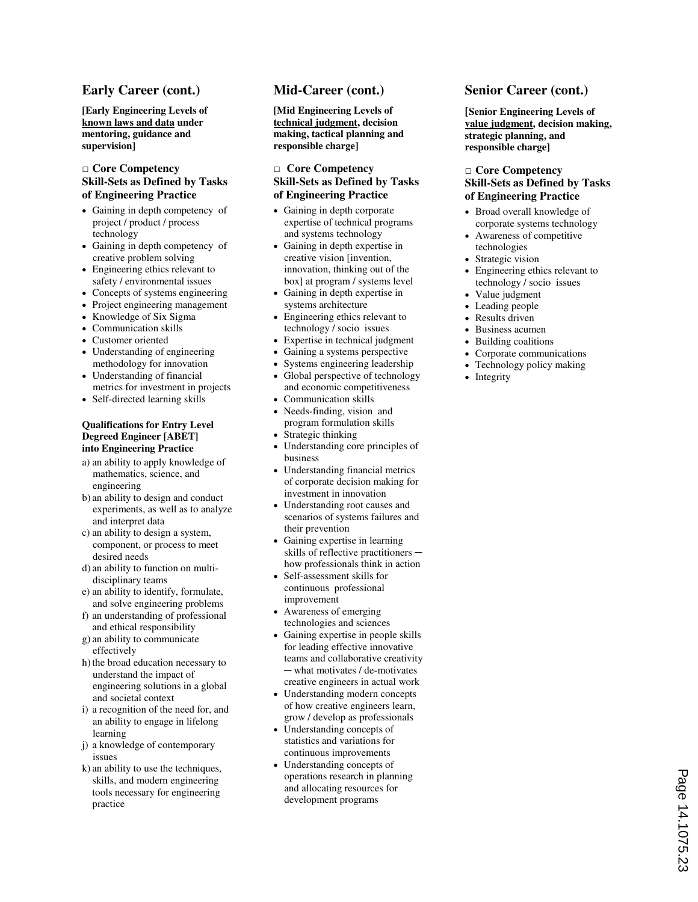## Early Career (cont.)

**[Early Engineering Levels of known laws and data under mentoring, guidance and supervision]**

### □ Core Competency Skill-Sets as Defined by Tasks of Engineering Practice

- Gaining in depth competency of project / product / process technology
- Gaining in depth competency of creative problem solving
- Engineering ethics relevant to safety / environmental issues
- Concepts of systems engineering
- Project engineering management
- Knowledge of Six Sigma
- Communication skills
- Customer oriented
- Understanding of engineering methodology for innovation
- Understanding of financial metrics for investment in projects
- Self-directed learning skills

**Qualifications for Entry Level Degreed Engineer [ABET] into Engineering Practice**

a) an ability to apply knowledge of mathematics, science, and engineering
b) an ability to design and conduct experiments, as well as to analyze and interpret data
c) an ability to design a system, component, or process to meet desired needs
d) an ability to function on multi-disciplinary teams
e) an ability to identify, formulate, and solve engineering problems
f) an understanding of professional and ethical responsibility
g) an ability to communicate effectively
h) the broad education necessary to understand the impact of engineering solutions in a global and societal context
i) a recognition of the need for, and an ability to engage in lifelong learning
j) a knowledge of contemporary issues
k) an ability to use the techniques, skills, and modern engineering tools necessary for engineering practice

## Mid-Career (cont.)

**[Mid Engineering Levels of technical judgment, decision making, tactical planning and responsible charge]**

### □ Core Competency Skill-Sets as Defined by Tasks of Engineering Practice

- Gaining in depth corporate expertise of technical programs and systems technology
- Gaining in depth expertise in creative vision [invention, innovation, thinking out of the box] at program / systems level
- Gaining in depth expertise in systems architecture
- Engineering ethics relevant to technology / socio issues
- Expertise in technical judgment
- Gaining a systems perspective
- Systems engineering leadership
- Global perspective of technology and economic competitiveness
- Communication skills
- Needs-finding, vision and program formulation skills
- Strategic thinking
- Understanding core principles of business
- Understanding financial metrics of corporate decision making for investment in innovation
- Understanding root causes and scenarios of systems failures and their prevention
- Gaining expertise in learning skills of reflective practitioners ─ how professionals think in action
- Self-assessment skills for continuous professional improvement
- Awareness of emerging technologies and sciences
- Gaining expertise in people skills for leading effective innovative teams and collaborative creativity ─ what motivates / de-motivates creative engineers in actual work
- Understanding modern concepts of how creative engineers learn, grow / develop as professionals
- Understanding concepts of statistics and variations for continuous improvements
- Understanding concepts of operations research in planning and allocating resources for development programs

## Senior Career (cont.)

**[Senior Engineering Levels of value judgment, decision making, strategic planning, and responsible charge]**

### □ Core Competency Skill-Sets as Defined by Tasks of Engineering Practice

- Broad overall knowledge of corporate systems technology
- Awareness of competitive technologies
- Strategic vision
- Engineering ethics relevant to technology / socio issues
- Value judgment
- Leading people
- Results driven
- Business acumen
- Building coalitions
- Corporate communications
- Technology policy making
- Integrity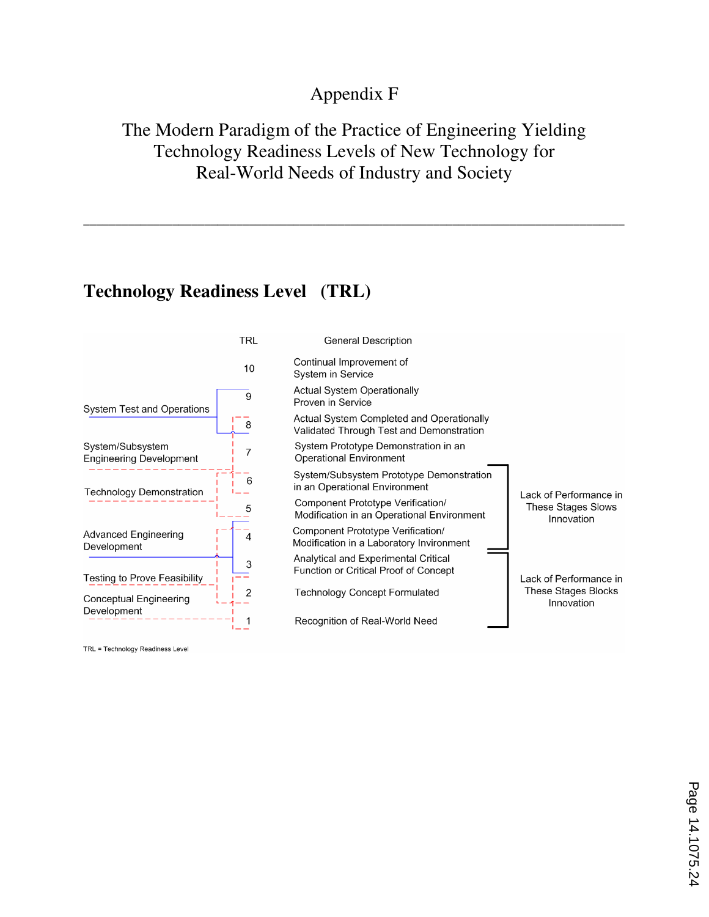# Appendix F

# The Modern Paradigm of the Practice of Engineering Yielding Technology Readiness Levels of New Technology for Real-World Needs of Industry and Society

---

## Technology Readiness Level (TRL)

TRL

General Description

10 Continual Improvement of System in Service

9 Actual System Operationally Proven in Service

8 Actual System Completed and Operationally Validated Through Test and Demonstration

7 System Prototype Demonstration in an Operational Environment

6 System/Subsystem Prototype Demonstration in an Operational Environment

5 Component Prototype Verification/ Modification in an Operational Environment

4 Component Prototype Verification/ Modification in a Laboratory Invironment

3 Analytical and Experimental Critical Function or Critical Proof of Concept

2 Technology Concept Formulated

1 Recognition of Real-World Need

System Test and Operations

System/Subsystem Engineering Development

Technology Demonstration

Advanced Engineering Development

Testing to Prove Feasibility

Conceptual Engineering Development

Lack of Performance in These Stages Slows Innovation

Lack of Performance in These Stages Blocks Innovation

TRL = Technology Readiness Level